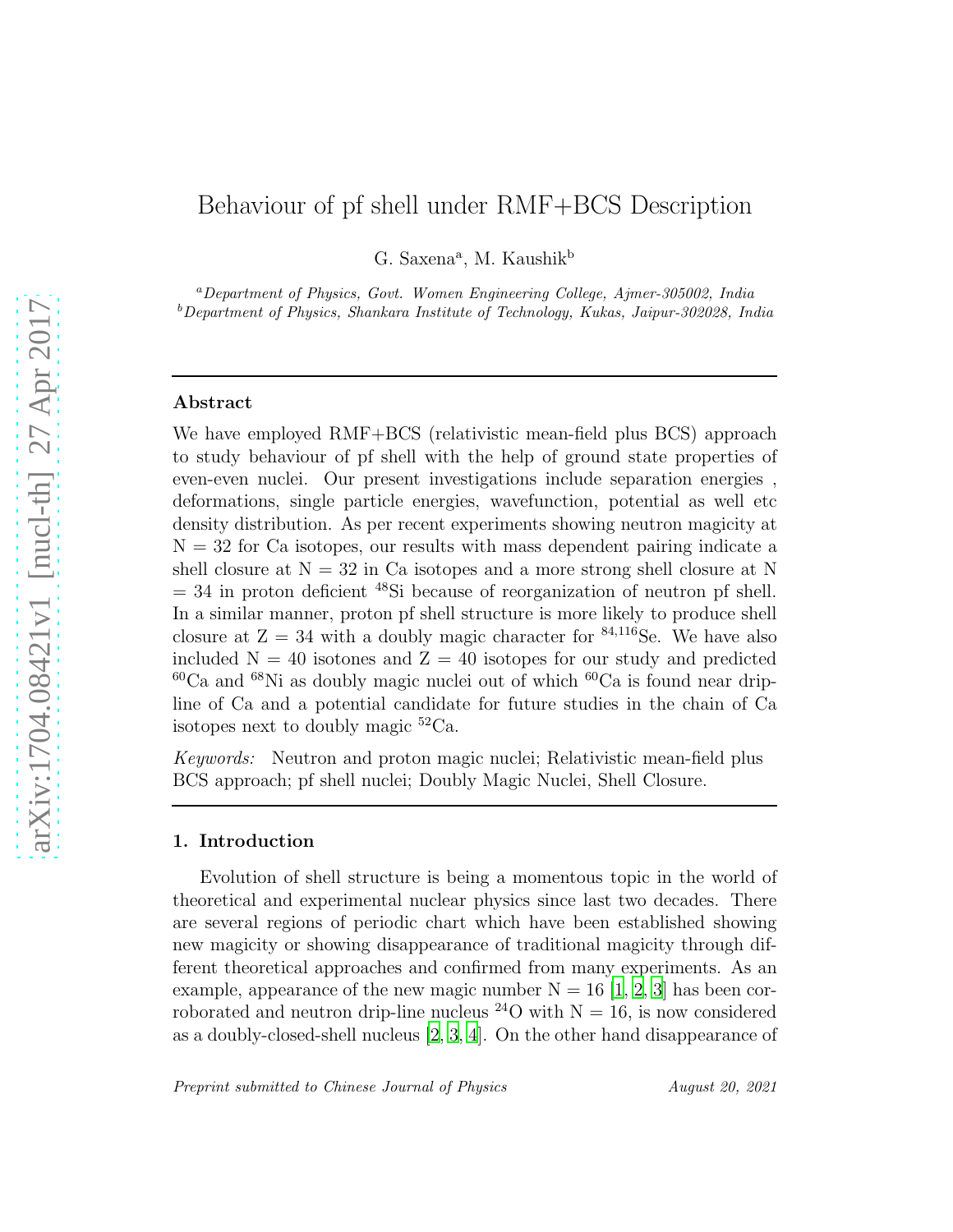# Behaviour of pf shell under RMF+BCS Description

G. Saxena[a], M. Kaushik[b]

[a]*Department of Physics, Govt. Women Engineering College, Ajmer-305002, India*
[b]*Department of Physics, Shankara Institute of Technology, Kukas, Jaipur-302028, India*

---

## Abstract

We have employed RMF+BCS (relativistic mean-field plus BCS) approach to study behaviour of pf shell with the help of ground state properties of even-even nuclei. Our present investigations include separation energies , deformations, single particle energies, wavefunction, potential as well etc density distribution. As per recent experiments showing neutron magicity at N = 32 for Ca isotopes, our results with mass dependent pairing indicate a shell closure at N = 32 in Ca isotopes and a more strong shell closure at N = 34 in proton deficient $^{48}$Si because of reorganization of neutron pf shell. In a similar manner, proton pf shell structure is more likely to produce shell closure at Z = 34 with a doubly magic character for $^{84,116}$Se. We have also included N = 40 isotones and Z = 40 isotopes for our study and predicted $^{60}$Ca and $^{68}$Ni as doubly magic nuclei out of which $^{60}$Ca is found near drip-line of Ca and a potential candidate for future studies in the chain of Ca isotopes next to doubly magic $^{52}$Ca.

*Keywords:* Neutron and proton magic nuclei; Relativistic mean-field plus BCS approach; pf shell nuclei; Doubly Magic Nuclei, Shell Closure.

---

## 1. Introduction

Evolution of shell structure is being a momentous topic in the world of theoretical and experimental nuclear physics since last two decades. There are several regions of periodic chart which have been established showing new magicity or showing disappearance of traditional magicity through different theoretical approaches and confirmed from many experiments. As an example, appearance of the new magic number N = 16 [1, 2, 3] has been corroborated and neutron drip-line nucleus $^{24}$O with N = 16, is now considered as a doubly-closed-shell nucleus [2, 3, 4]. On the other hand disappearance of

*Preprint submitted to Chinese Journal of Physics* August 20, 2021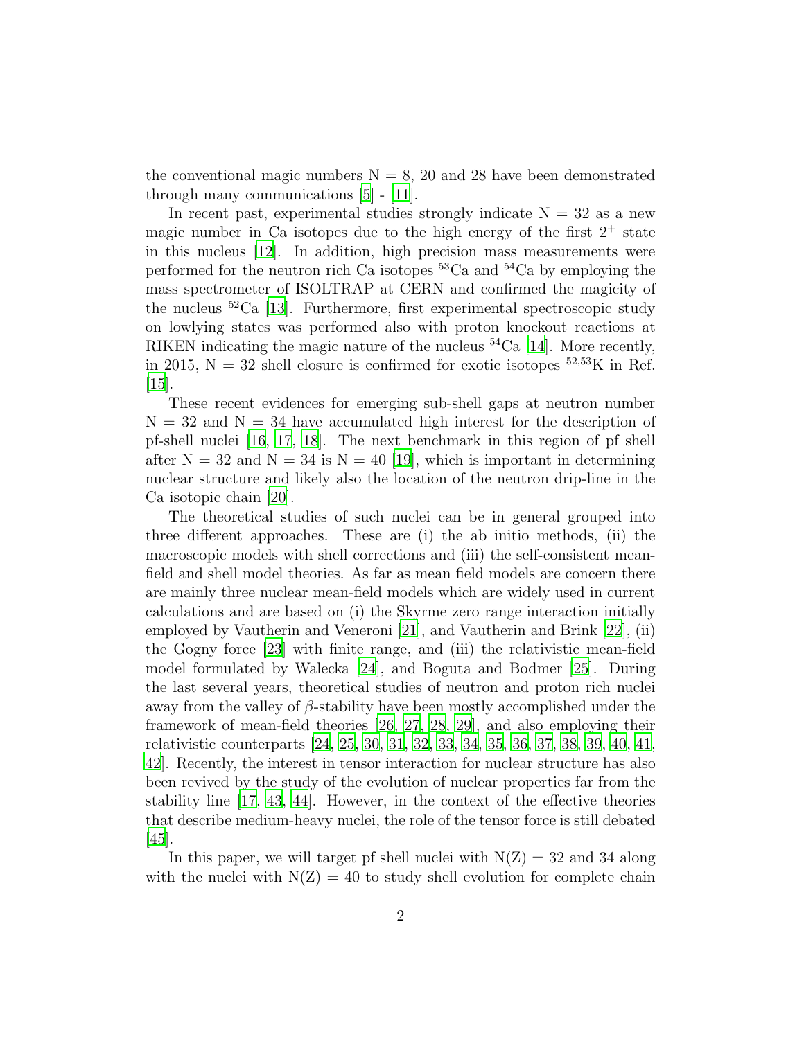the conventional magic numbers N = 8, 20 and 28 have been demonstrated through many communications [5] - [11].

In recent past, experimental studies strongly indicate N = 32 as a new magic number in Ca isotopes due to the high energy of the first $2^+$ state in this nucleus [12]. In addition, high precision mass measurements were performed for the neutron rich Ca isotopes $^{53}$Ca and $^{54}$Ca by employing the mass spectrometer of ISOLTRAP at CERN and confirmed the magicity of the nucleus $^{52}$Ca [13]. Furthermore, first experimental spectroscopic study on lowlying states was performed also with proton knockout reactions at RIKEN indicating the magic nature of the nucleus $^{54}$Ca [14]. More recently, in 2015, N = 32 shell closure is confirmed for exotic isotopes $^{52,53}$K in Ref. [15].

These recent evidences for emerging sub-shell gaps at neutron number N = 32 and N = 34 have accumulated high interest for the description of pf-shell nuclei [16, 17, 18]. The next benchmark in this region of pf shell after N = 32 and N = 34 is N = 40 [19], which is important in determining nuclear structure and likely also the location of the neutron drip-line in the Ca isotopic chain [20].

The theoretical studies of such nuclei can be in general grouped into three different approaches. These are (i) the ab initio methods, (ii) the macroscopic models with shell corrections and (iii) the self-consistent mean-field and shell model theories. As far as mean field models are concern there are mainly three nuclear mean-field models which are widely used in current calculations and are based on (i) the Skyrme zero range interaction initially employed by Vautherin and Veneroni [21], and Vautherin and Brink [22], (ii) the Gogny force [23] with finite range, and (iii) the relativistic mean-field model formulated by Walecka [24], and Boguta and Bodmer [25]. During the last several years, theoretical studies of neutron and proton rich nuclei away from the valley of $\beta$-stability have been mostly accomplished under the framework of mean-field theories [26, 27, 28, 29], and also employing their relativistic counterparts [24, 25, 30, 31, 32, 33, 34, 35, 36, 37, 38, 39, 40, 41, 42]. Recently, the interest in tensor interaction for nuclear structure has also been revived by the study of the evolution of nuclear properties far from the stability line [17, 43, 44]. However, in the context of the effective theories that describe medium-heavy nuclei, the role of the tensor force is still debated [45].

In this paper, we will target pf shell nuclei with N(Z) = 32 and 34 along with the nuclei with N(Z) = 40 to study shell evolution for complete chain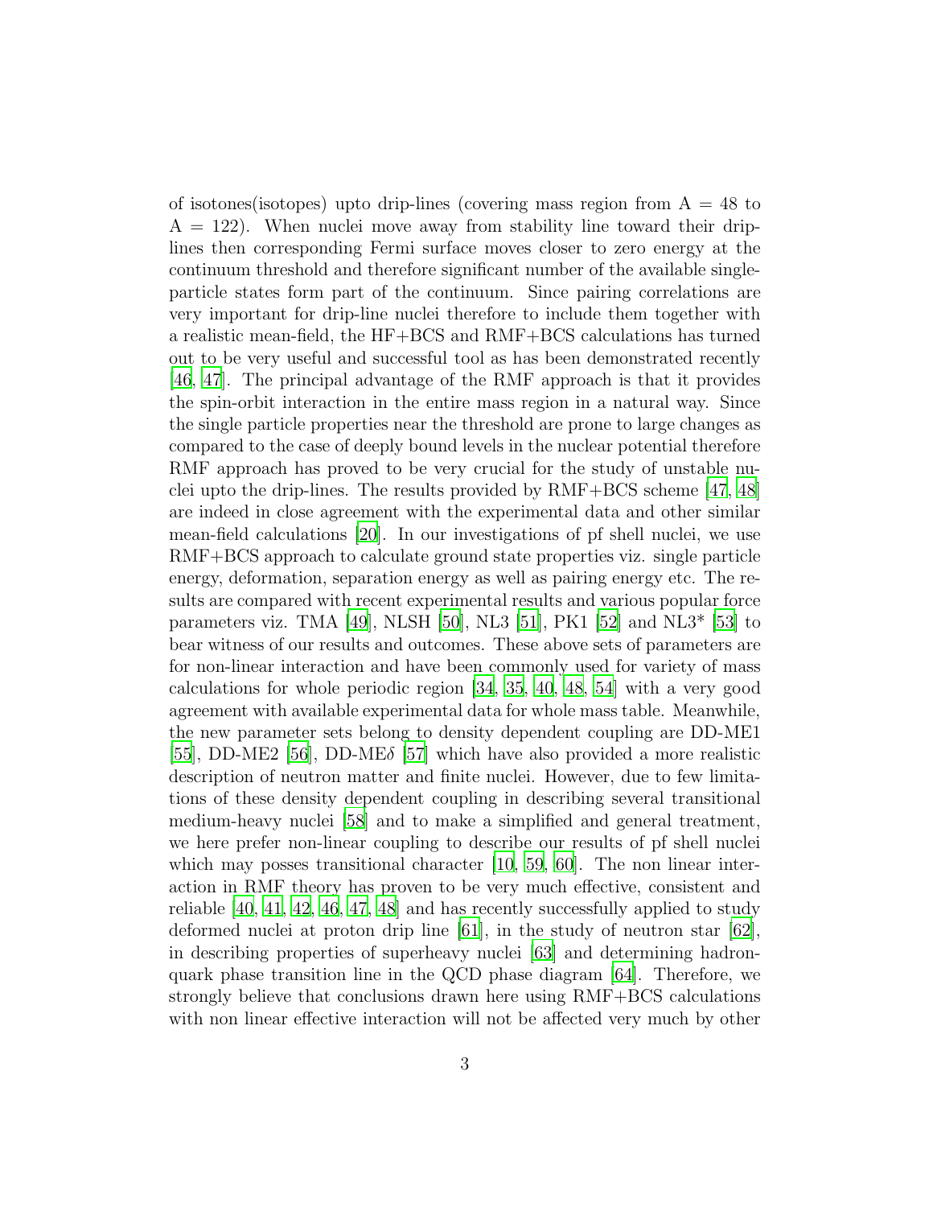of isotones(isotopes) upto drip-lines (covering mass region from A = 48 to A = 122). When nuclei move away from stability line toward their drip-lines then corresponding Fermi surface moves closer to zero energy at the continuum threshold and therefore significant number of the available single-particle states form part of the continuum. Since pairing correlations are very important for drip-line nuclei therefore to include them together with a realistic mean-field, the HF+BCS and RMF+BCS calculations has turned out to be very useful and successful tool as has been demonstrated recently [46, 47]. The principal advantage of the RMF approach is that it provides the spin-orbit interaction in the entire mass region in a natural way. Since the single particle properties near the threshold are prone to large changes as compared to the case of deeply bound levels in the nuclear potential therefore RMF approach has proved to be very crucial for the study of unstable nuclei upto the drip-lines. The results provided by RMF+BCS scheme [47, 48] are indeed in close agreement with the experimental data and other similar mean-field calculations [20]. In our investigations of pf shell nuclei, we use RMF+BCS approach to calculate ground state properties viz. single particle energy, deformation, separation energy as well as pairing energy etc. The results are compared with recent experimental results and various popular force parameters viz. TMA [49], NLSH [50], NL3 [51], PK1 [52] and NL3* [53] to bear witness of our results and outcomes. These above sets of parameters are for non-linear interaction and have been commonly used for variety of mass calculations for whole periodic region [34, 35, 40, 48, 54] with a very good agreement with available experimental data for whole mass table. Meanwhile, the new parameter sets belong to density dependent coupling are DD-ME1 [55], DD-ME2 [56], DD-ME$\delta$ [57] which have also provided a more realistic description of neutron matter and finite nuclei. However, due to few limitations of these density dependent coupling in describing several transitional medium-heavy nuclei [58] and to make a simplified and general treatment, we here prefer non-linear coupling to describe our results of pf shell nuclei which may posses transitional character [10, 59, 60]. The non linear interaction in RMF theory has proven to be very much effective, consistent and reliable [40, 41, 42, 46, 47, 48] and has recently successfully applied to study deformed nuclei at proton drip line [61], in the study of neutron star [62], in describing properties of superheavy nuclei [63] and determining hadron-quark phase transition line in the QCD phase diagram [64]. Therefore, we strongly believe that conclusions drawn here using RMF+BCS calculations with non linear effective interaction will not be affected very much by other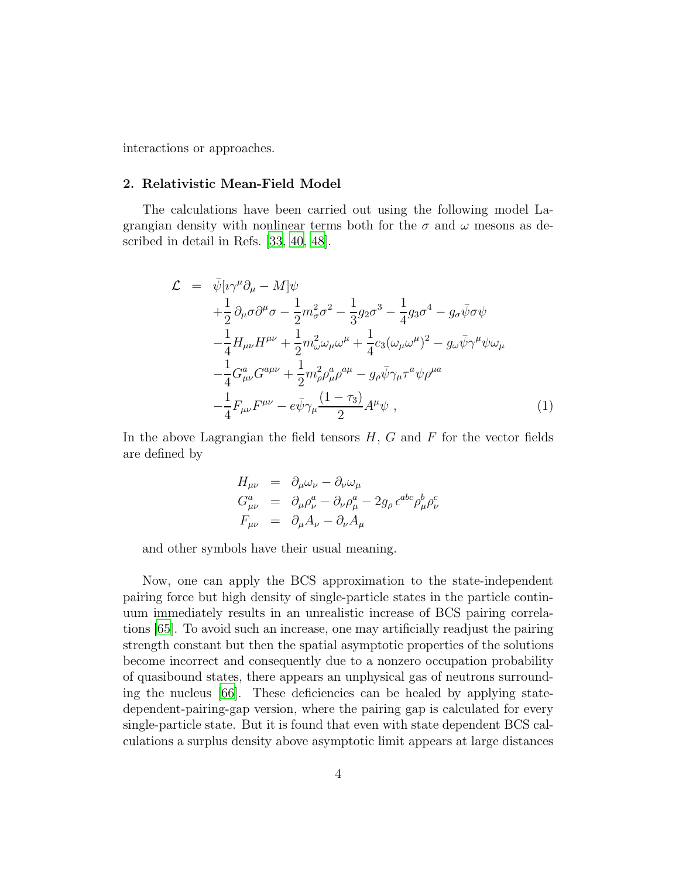interactions or approaches.

## 2. Relativistic Mean-Field Model

The calculations have been carried out using the following model Lagrangian density with nonlinear terms both for the $\sigma$ and $\omega$ mesons as described in detail in Refs. [33, 40, 48].

$$
\begin{aligned}
\mathcal{L} \;=\;& \bar{\psi}[\imath\gamma^{\mu}\partial_{\mu} - M]\psi \\
&+\frac{1}{2}\,\partial_{\mu}\sigma\partial^{\mu}\sigma - \frac{1}{2}m_{\sigma}^{2}\sigma^{2} - \frac{1}{3}g_{2}\sigma^{3} - \frac{1}{4}g_{3}\sigma^{4} - g_{\sigma}\bar{\psi}\sigma\psi \\
&-\frac{1}{4}H_{\mu\nu}H^{\mu\nu} + \frac{1}{2}m_{\omega}^{2}\omega_{\mu}\omega^{\mu} + \frac{1}{4}c_{3}(\omega_{\mu}\omega^{\mu})^{2} - g_{\omega}\bar{\psi}\gamma^{\mu}\psi\omega_{\mu} \\
&-\frac{1}{4}G_{\mu\nu}^{a}G^{a\mu\nu} + \frac{1}{2}m_{\rho}^{2}\rho_{\mu}^{a}\rho^{a\mu} - g_{\rho}\bar{\psi}\gamma_{\mu}\tau^{a}\psi\rho^{\mu a} \\
&-\frac{1}{4}F_{\mu\nu}F^{\mu\nu} - e\bar{\psi}\gamma_{\mu}\frac{(1-\tau_{3})}{2}A^{\mu}\psi \;, \qquad (1)
\end{aligned}
$$

In the above Lagrangian the field tensors $H$, $G$ and $F$ for the vector fields are defined by

$$
\begin{aligned}
H_{\mu\nu} &= \partial_{\mu}\omega_{\nu} - \partial_{\nu}\omega_{\mu} \\
G_{\mu\nu}^{a} &= \partial_{\mu}\rho_{\nu}^{a} - \partial_{\nu}\rho_{\mu}^{a} - 2g_{\rho}\,\epsilon^{abc}\rho_{\mu}^{b}\rho_{\nu}^{c} \\
F_{\mu\nu} &= \partial_{\mu}A_{\nu} - \partial_{\nu}A_{\mu}
\end{aligned}
$$

and other symbols have their usual meaning.

Now, one can apply the BCS approximation to the state-independent pairing force but high density of single-particle states in the particle continuum immediately results in an unrealistic increase of BCS pairing correlations [65]. To avoid such an increase, one may artificially readjust the pairing strength constant but then the spatial asymptotic properties of the solutions become incorrect and consequently due to a nonzero occupation probability of quasibound states, there appears an unphysical gas of neutrons surrounding the nucleus [66]. These deficiencies can be healed by applying state-dependent-pairing-gap version, where the pairing gap is calculated for every single-particle state. But it is found that even with state dependent BCS calculations a surplus density above asymptotic limit appears at large distances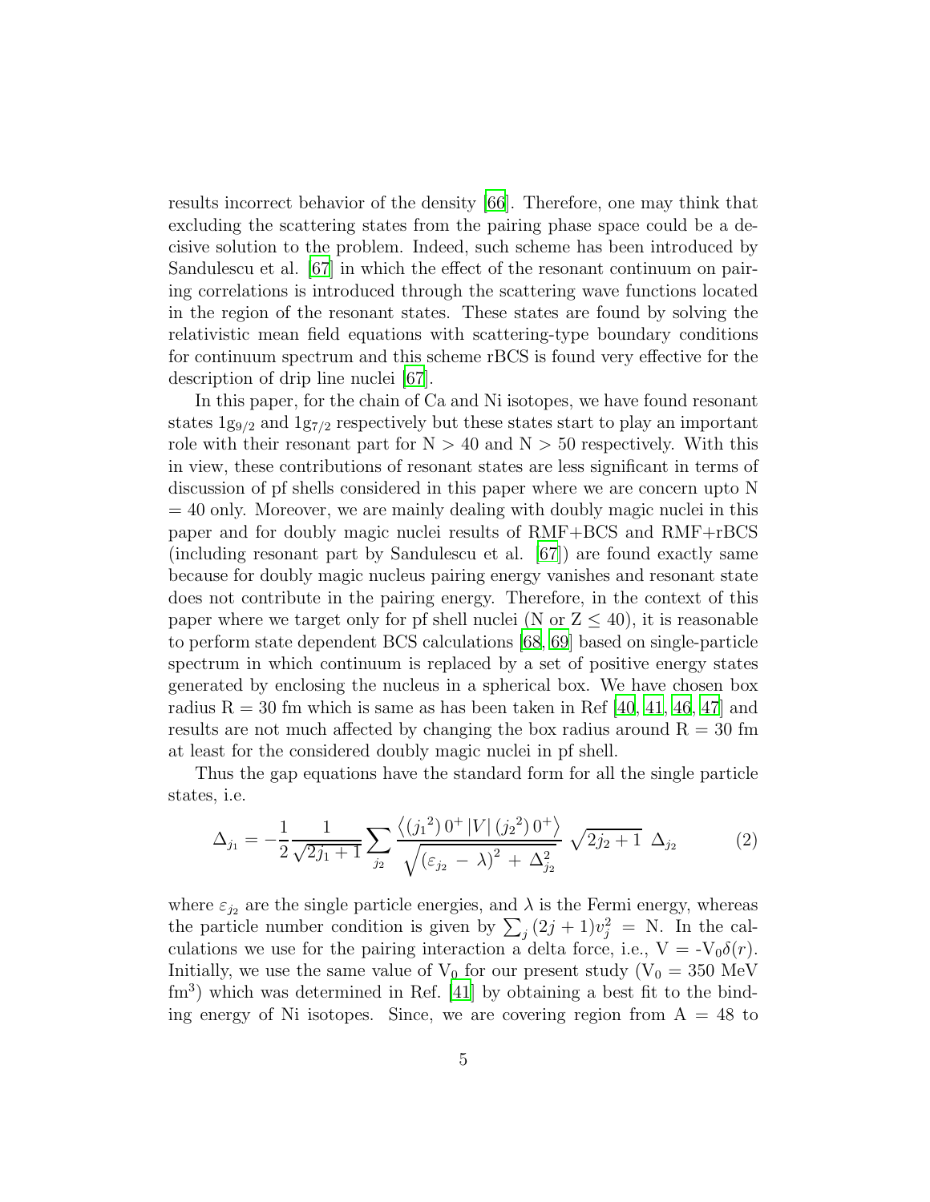results incorrect behavior of the density [66]. Therefore, one may think that excluding the scattering states from the pairing phase space could be a decisive solution to the problem. Indeed, such scheme has been introduced by Sandulescu et al. [67] in which the effect of the resonant continuum on pairing correlations is introduced through the scattering wave functions located in the region of the resonant states. These states are found by solving the relativistic mean field equations with scattering-type boundary conditions for continuum spectrum and this scheme rBCS is found very effective for the description of drip line nuclei [67].

In this paper, for the chain of Ca and Ni isotopes, we have found resonant states $1g_{9/2}$ and $1g_{7/2}$ respectively but these states start to play an important role with their resonant part for N > 40 and N > 50 respectively. With this in view, these contributions of resonant states are less significant in terms of discussion of pf shells considered in this paper where we are concern upto N = 40 only. Moreover, we are mainly dealing with doubly magic nuclei in this paper and for doubly magic nuclei results of RMF+BCS and RMF+rBCS (including resonant part by Sandulescu et al. [67]) are found exactly same because for doubly magic nucleus pairing energy vanishes and resonant state does not contribute in the pairing energy. Therefore, in the context of this paper where we target only for pf shell nuclei (N or Z ≤ 40), it is reasonable to perform state dependent BCS calculations [68, 69] based on single-particle spectrum in which continuum is replaced by a set of positive energy states generated by enclosing the nucleus in a spherical box. We have chosen box radius R = 30 fm which is same as has been taken in Ref [40, 41, 46, 47] and results are not much affected by changing the box radius around R = 30 fm at least for the considered doubly magic nuclei in pf shell.

Thus the gap equations have the standard form for all the single particle states, i.e.

$$\Delta_{j_1} = -\frac{1}{2}\frac{1}{\sqrt{2j_1+1}}\sum_{j_2}\frac{\left\langle ({j_1}^2)\, 0^+\, |V|\, ({j_2}^2)\, 0^+ \right\rangle}{\sqrt{\left(\varepsilon_{j_2}\, -\, \lambda\right)^2\, +\, \Delta^2_{j_2}}}\ \sqrt{2j_2+1}\ \Delta_{j_2} \tag{2}$$

where $\varepsilon_{j_2}$ are the single particle energies, and $\lambda$ is the Fermi energy, whereas the particle number condition is given by $\sum_j (2j+1)v_j^2 = \mathrm{N}$. In the calculations we use for the pairing interaction a delta force, i.e., V = -$V_0\delta(r)$. Initially, we use the same value of $V_0$ for our present study ($V_0$ = 350 MeV $\mathrm{fm}^3$) which was determined in Ref. [41] by obtaining a best fit to the binding energy of Ni isotopes. Since, we are covering region from A = 48 to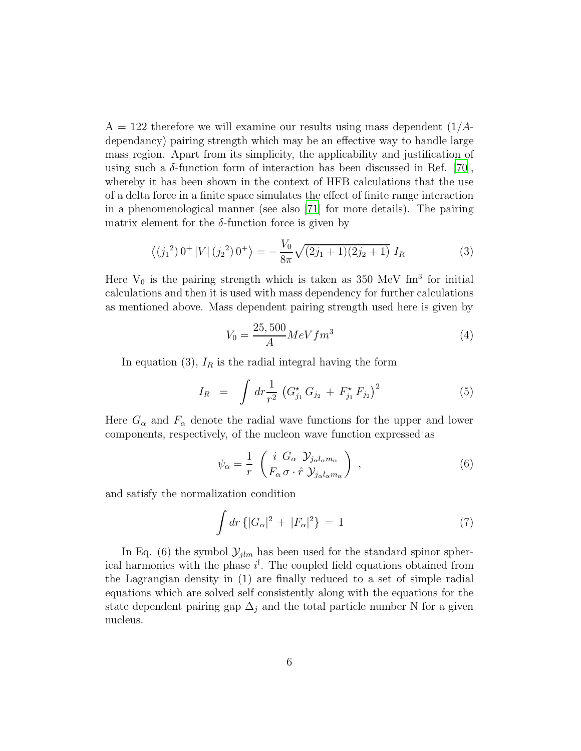A = 122 therefore we will examine our results using mass dependent ($1/A$-dependancy) pairing strength which may be an effective way to handle large mass region. Apart from its simplicity, the applicability and justification of using such a $\delta$-function form of interaction has been discussed in Ref. [70], whereby it has been shown in the context of HFB calculations that the use of a delta force in a finite space simulates the effect of finite range interaction in a phenomenological manner (see also [71] for more details). The pairing matrix element for the $\delta$-function force is given by

$$\left\langle ({j_1}^2)\, 0^+ \,|V|\, ({j_2}^2)\, 0^+ \right\rangle = -\,\frac{V_0}{8\pi}\sqrt{(2j_1+1)(2j_2+1)}\; I_R \tag{3}$$

Here $V_0$ is the pairing strength which is taken as 350 MeV fm$^3$ for initial calculations and then it is used with mass dependency for further calculations as mentioned above. Mass dependent pairing strength used here is given by

$$V_0 = \frac{25,500}{A} MeV\, fm^3 \tag{4}$$

In equation (3), $I_R$ is the radial integral having the form

$$I_R \;\;=\;\; \int dr \frac{1}{r^2}\, \left( G^{\star}_{j_1}\, G_{j_2} \,+\, F^{\star}_{j_1}\, F_{j_2} \right)^2 \tag{5}$$

Here $G_\alpha$ and $F_\alpha$ denote the radial wave functions for the upper and lower components, respectively, of the nucleon wave function expressed as

$$\psi_\alpha = \frac{1}{r}\, \begin{pmatrix} i\;\, G_\alpha\;\, \mathcal{Y}_{j_\alpha l_\alpha m_\alpha} \\ F_\alpha\, \sigma \cdot \hat{r}\; \mathcal{Y}_{j_\alpha l_\alpha m_\alpha} \end{pmatrix}\;, \tag{6}$$

and satisfy the normalization condition

$$\int dr\, \{|G_\alpha|^2 \,+\, |F_\alpha|^2\} \,=\, 1 \tag{7}$$

In Eq. (6) the symbol $\mathcal{Y}_{jlm}$ has been used for the standard spinor spherical harmonics with the phase $i^l$. The coupled field equations obtained from the Lagrangian density in (1) are finally reduced to a set of simple radial equations which are solved self consistently along with the equations for the state dependent pairing gap $\Delta_j$ and the total particle number N for a given nucleus.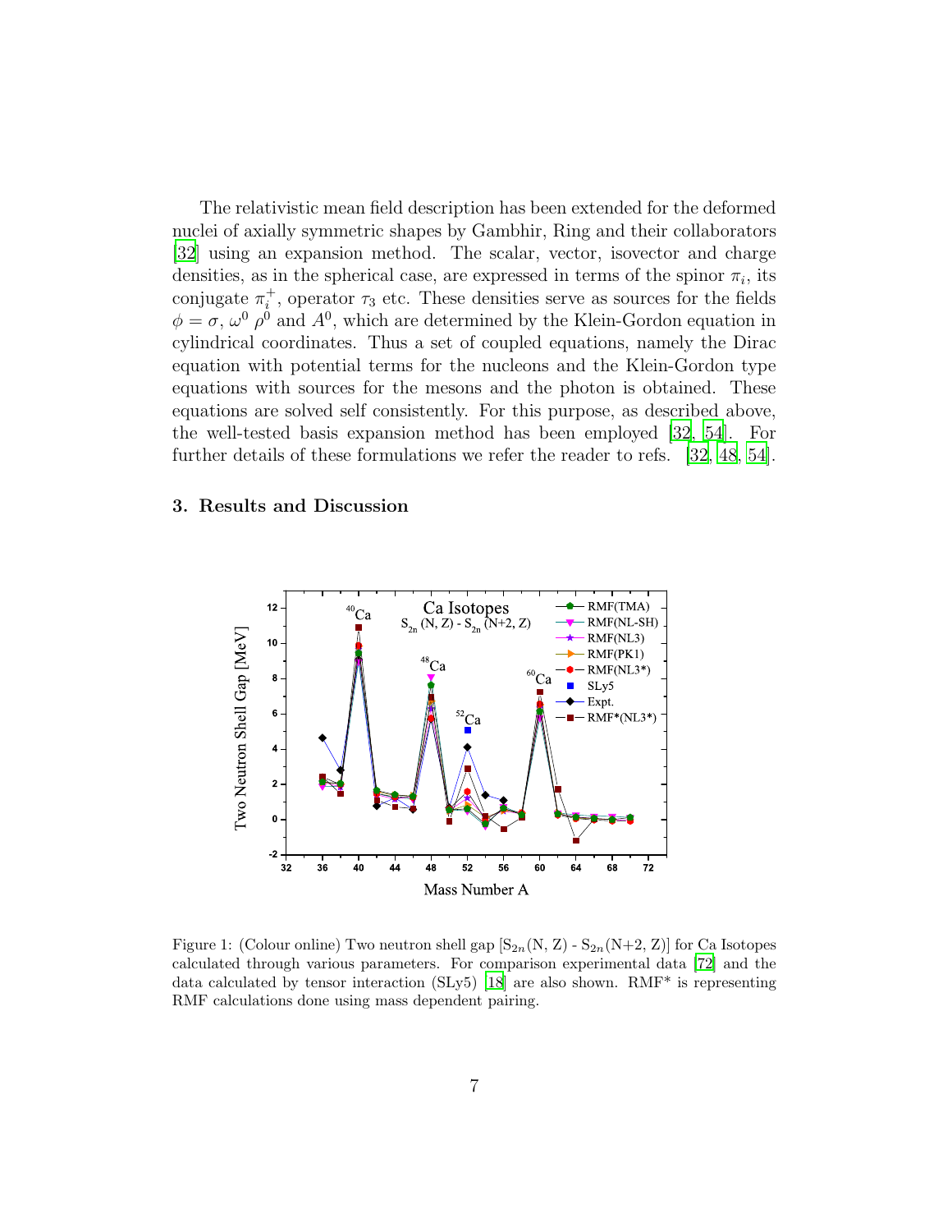The relativistic mean field description has been extended for the deformed nuclei of axially symmetric shapes by Gambhir, Ring and their collaborators [32] using an expansion method. The scalar, vector, isovector and charge densities, as in the spherical case, are expressed in terms of the spinor $\pi_i$, its conjugate $\pi_i^+$, operator $\tau_3$ etc. These densities serve as sources for the fields $\phi = \sigma$, $\omega^0$ $\rho^0$ and $A^0$, which are determined by the Klein-Gordon equation in cylindrical coordinates. Thus a set of coupled equations, namely the Dirac equation with potential terms for the nucleons and the Klein-Gordon type equations with sources for the mesons and the photon is obtained. These equations are solved self consistently. For this purpose, as described above, the well-tested basis expansion method has been employed [32, 54]. For further details of these formulations we refer the reader to refs. [32, 48, 54].

## 3. Results and Discussion

Ca Isotopes
$S_{2n}$ (N, Z) - $S_{2n}$ (N+2, Z)
$^{40}$Ca
$^{48}$Ca
$^{52}$Ca
$^{60}$Ca
RMF(TMA)
RMF(NL-SH)
RMF(NL3)
RMF(PK1)
RMF(NL3*)
SLy5
Expt.
RMF*(NL3*)
Two Neutron Shell Gap [MeV]
-2
0
2
4
6
8
10
12
32
36
40
44
48
52
56
60
64
68
72
Mass Number A

Figure 1: (Colour online) Two neutron shell gap [$S_{2n}$(N, Z) - $S_{2n}$(N+2, Z)] for Ca Isotopes calculated through various parameters. For comparison experimental data [72] and the data calculated by tensor interaction (SLy5) [18] are also shown. RMF* is representing RMF calculations done using mass dependent pairing.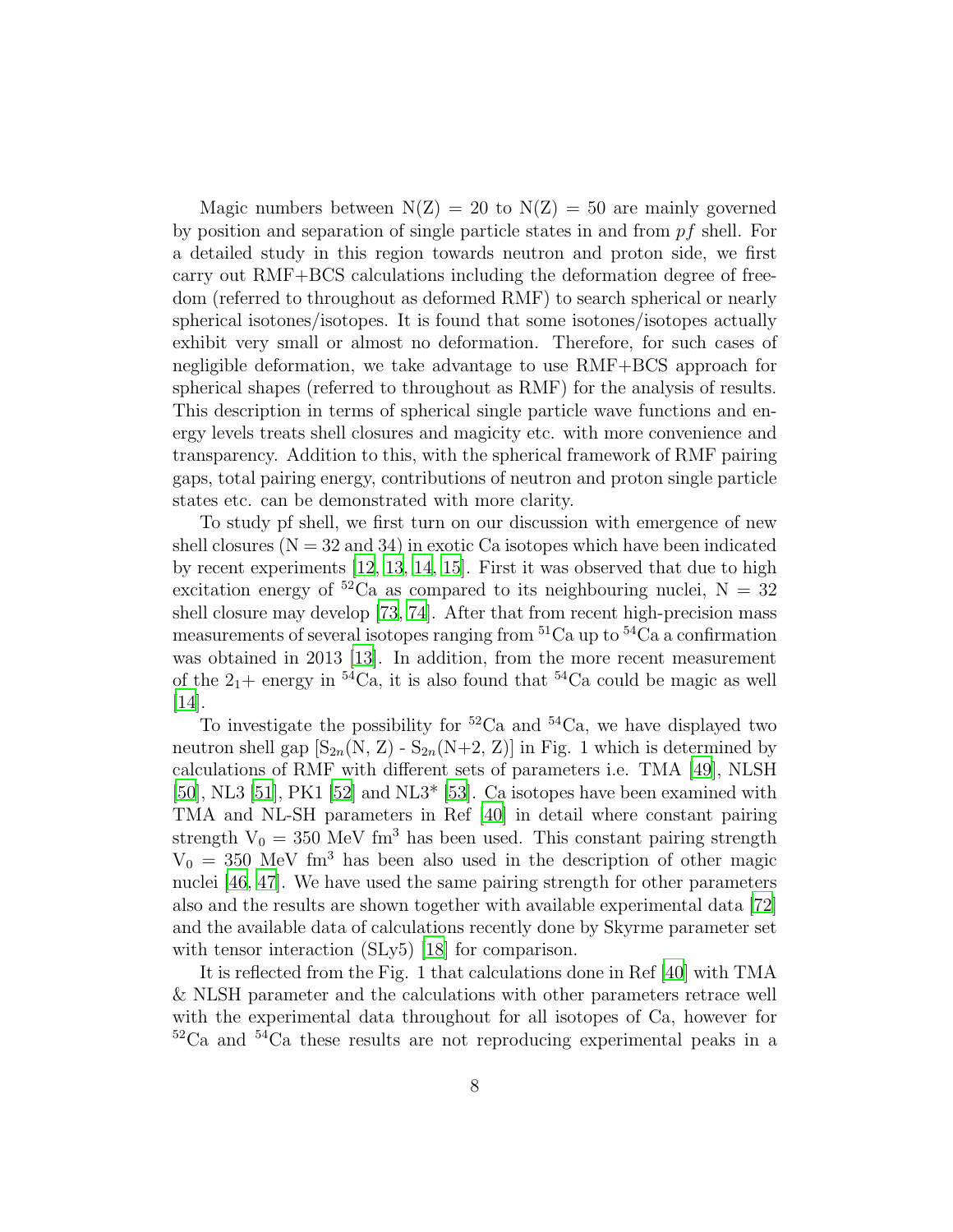Magic numbers between N(Z) = 20 to N(Z) = 50 are mainly governed by position and separation of single particle states in and from $pf$ shell. For a detailed study in this region towards neutron and proton side, we first carry out RMF+BCS calculations including the deformation degree of freedom (referred to throughout as deformed RMF) to search spherical or nearly spherical isotones/isotopes. It is found that some isotones/isotopes actually exhibit very small or almost no deformation. Therefore, for such cases of negligible deformation, we take advantage to use RMF+BCS approach for spherical shapes (referred to throughout as RMF) for the analysis of results. This description in terms of spherical single particle wave functions and energy levels treats shell closures and magicity etc. with more convenience and transparency. Addition to this, with the spherical framework of RMF pairing gaps, total pairing energy, contributions of neutron and proton single particle states etc. can be demonstrated with more clarity.

To study pf shell, we first turn on our discussion with emergence of new shell closures (N = 32 and 34) in exotic Ca isotopes which have been indicated by recent experiments [12, 13, 14, 15]. First it was observed that due to high excitation energy of $^{52}$Ca as compared to its neighbouring nuclei, N = 32 shell closure may develop [73, 74]. After that from recent high-precision mass measurements of several isotopes ranging from $^{51}$Ca up to $^{54}$Ca a confirmation was obtained in 2013 [13]. In addition, from the more recent measurement of the $2_1+$ energy in $^{54}$Ca, it is also found that $^{54}$Ca could be magic as well [14].

To investigate the possibility for $^{52}$Ca and $^{54}$Ca, we have displayed two neutron shell gap [$S_{2n}$(N, Z) - $S_{2n}$(N+2, Z)] in Fig. 1 which is determined by calculations of RMF with different sets of parameters i.e. TMA [49], NLSH [50], NL3 [51], PK1 [52] and NL3* [53]. Ca isotopes have been examined with TMA and NL-SH parameters in Ref [40] in detail where constant pairing strength $V_0$ = 350 MeV fm$^3$ has been used. This constant pairing strength $V_0$ = 350 MeV fm$^3$ has been also used in the description of other magic nuclei [46, 47]. We have used the same pairing strength for other parameters also and the results are shown together with available experimental data [72] and the available data of calculations recently done by Skyrme parameter set with tensor interaction (SLy5) [18] for comparison.

It is reflected from the Fig. 1 that calculations done in Ref [40] with TMA & NLSH parameter and the calculations with other parameters retrace well with the experimental data throughout for all isotopes of Ca, however for $^{52}$Ca and $^{54}$Ca these results are not reproducing experimental peaks in a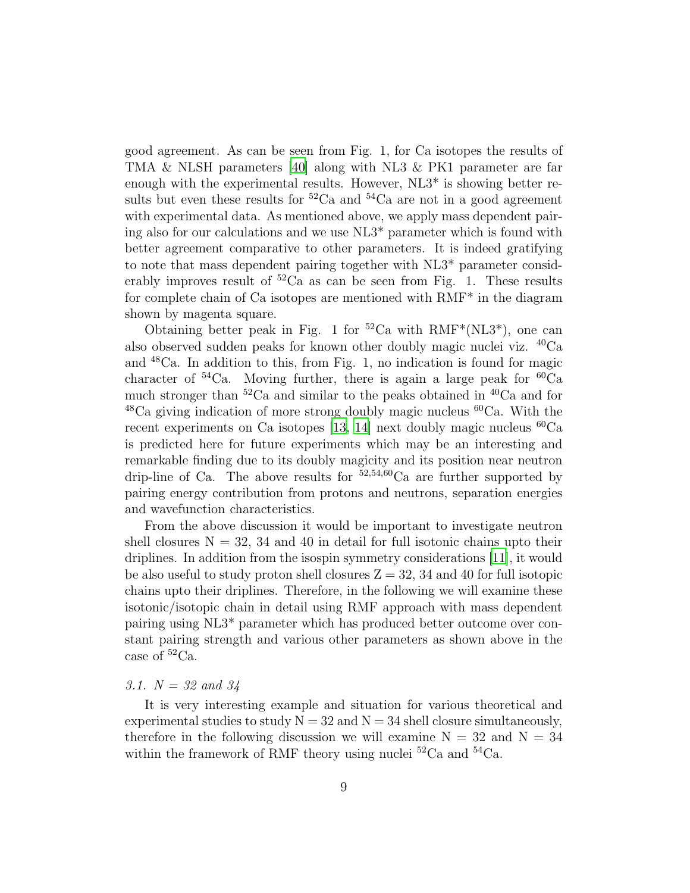good agreement. As can be seen from Fig. 1, for Ca isotopes the results of TMA & NLSH parameters [40] along with NL3 & PK1 parameter are far enough with the experimental results. However, NL3* is showing better results but even these results for $^{52}$Ca and $^{54}$Ca are not in a good agreement with experimental data. As mentioned above, we apply mass dependent pairing also for our calculations and we use NL3* parameter which is found with better agreement comparative to other parameters. It is indeed gratifying to note that mass dependent pairing together with NL3* parameter considerably improves result of $^{52}$Ca as can be seen from Fig. 1. These results for complete chain of Ca isotopes are mentioned with RMF* in the diagram shown by magenta square.

Obtaining better peak in Fig. 1 for $^{52}$Ca with RMF*(NL3*), one can also observed sudden peaks for known other doubly magic nuclei viz. $^{40}$Ca and $^{48}$Ca. In addition to this, from Fig. 1, no indication is found for magic character of $^{54}$Ca. Moving further, there is again a large peak for $^{60}$Ca much stronger than $^{52}$Ca and similar to the peaks obtained in $^{40}$Ca and for $^{48}$Ca giving indication of more strong doubly magic nucleus $^{60}$Ca. With the recent experiments on Ca isotopes [13, 14] next doubly magic nucleus $^{60}$Ca is predicted here for future experiments which may be an interesting and remarkable finding due to its doubly magicity and its position near neutron drip-line of Ca. The above results for $^{52,54,60}$Ca are further supported by pairing energy contribution from protons and neutrons, separation energies and wavefunction characteristics.

From the above discussion it would be important to investigate neutron shell closures N = 32, 34 and 40 in detail for full isotonic chains upto their driplines. In addition from the isospin symmetry considerations [11], it would be also useful to study proton shell closures Z = 32, 34 and 40 for full isotopic chains upto their driplines. Therefore, in the following we will examine these isotonic/isotopic chain in detail using RMF approach with mass dependent pairing using NL3* parameter which has produced better outcome over constant pairing strength and various other parameters as shown above in the case of $^{52}$Ca.

### *3.1. N = 32 and 34*

It is very interesting example and situation for various theoretical and experimental studies to study N = 32 and N = 34 shell closure simultaneously, therefore in the following discussion we will examine N = 32 and N = 34 within the framework of RMF theory using nuclei $^{52}$Ca and $^{54}$Ca.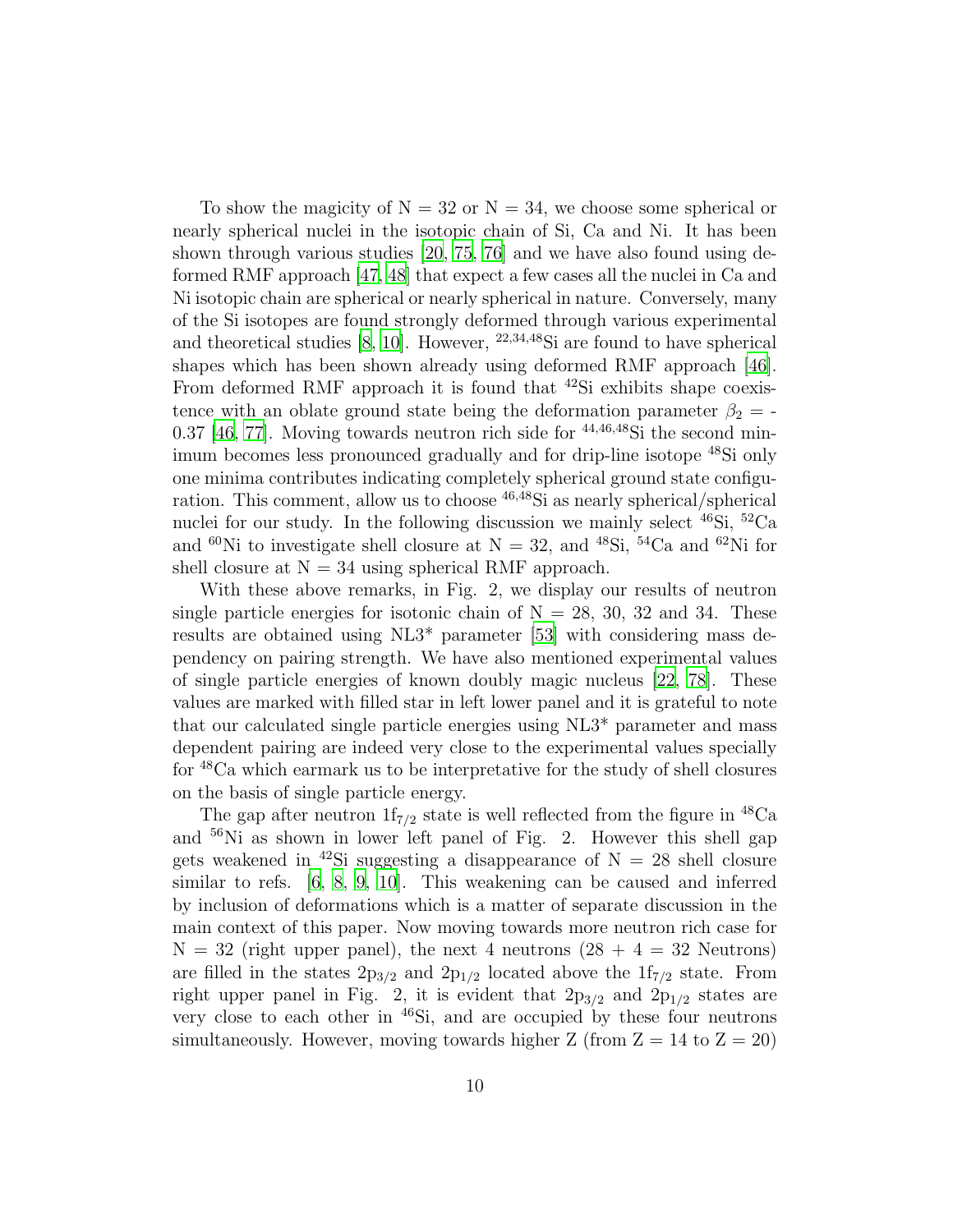To show the magicity of N = 32 or N = 34, we choose some spherical or nearly spherical nuclei in the isotopic chain of Si, Ca and Ni. It has been shown through various studies [20, 75, 76] and we have also found using deformed RMF approach [47, 48] that expect a few cases all the nuclei in Ca and Ni isotopic chain are spherical or nearly spherical in nature. Conversely, many of the Si isotopes are found strongly deformed through various experimental and theoretical studies [8, 10]. However, $^{22,34,48}$Si are found to have spherical shapes which has been shown already using deformed RMF approach [46]. From deformed RMF approach it is found that $^{42}$Si exhibits shape coexistence with an oblate ground state being the deformation parameter $\beta_2$ = -0.37 [46, 77]. Moving towards neutron rich side for $^{44,46,48}$Si the second minimum becomes less pronounced gradually and for drip-line isotope $^{48}$Si only one minima contributes indicating completely spherical ground state configuration. This comment, allow us to choose $^{46,48}$Si as nearly spherical/spherical nuclei for our study. In the following discussion we mainly select $^{46}$Si, $^{52}$Ca and $^{60}$Ni to investigate shell closure at N = 32, and $^{48}$Si, $^{54}$Ca and $^{62}$Ni for shell closure at N = 34 using spherical RMF approach.

With these above remarks, in Fig. 2, we display our results of neutron single particle energies for isotonic chain of N = 28, 30, 32 and 34. These results are obtained using NL3* parameter [53] with considering mass dependency on pairing strength. We have also mentioned experimental values of single particle energies of known doubly magic nucleus [22, 78]. These values are marked with filled star in left lower panel and it is grateful to note that our calculated single particle energies using NL3* parameter and mass dependent pairing are indeed very close to the experimental values specially for $^{48}$Ca which earmark us to be interpretative for the study of shell closures on the basis of single particle energy.

The gap after neutron $1f_{7/2}$ state is well reflected from the figure in $^{48}$Ca and $^{56}$Ni as shown in lower left panel of Fig. 2. However this shell gap gets weakened in $^{42}$Si suggesting a disappearance of N = 28 shell closure similar to refs. [6, 8, 9, 10]. This weakening can be caused and inferred by inclusion of deformations which is a matter of separate discussion in the main context of this paper. Now moving towards more neutron rich case for N = 32 (right upper panel), the next 4 neutrons (28 + 4 = 32 Neutrons) are filled in the states $2p_{3/2}$ and $2p_{1/2}$ located above the $1f_{7/2}$ state. From right upper panel in Fig. 2, it is evident that $2p_{3/2}$ and $2p_{1/2}$ states are very close to each other in $^{46}$Si, and are occupied by these four neutrons simultaneously. However, moving towards higher Z (from Z = 14 to Z = 20)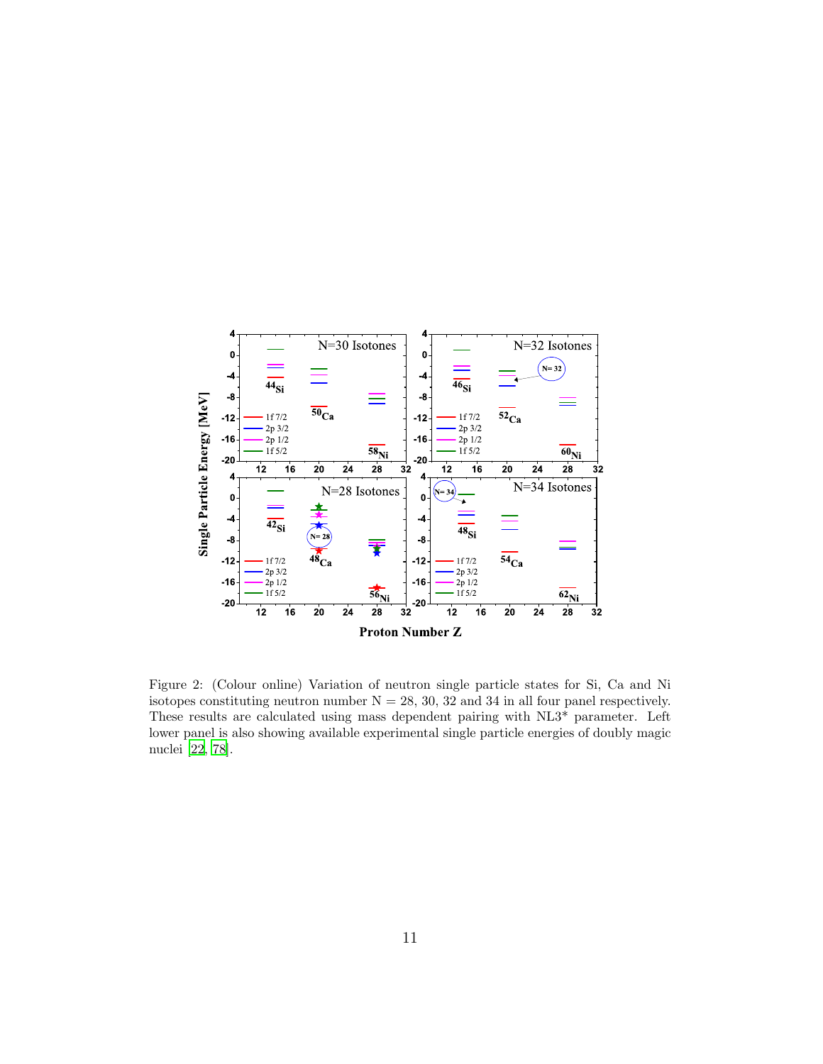N=30 Isotones

N=32 Isotones

N=28 Isotones

N=34 Isotones

Single Particle Energy [MeV]

Proton Number Z

1f 7/2
2p 3/2
2p 1/2
1f 5/2

$^{44}Si$ $^{50}Ca$ $^{58}Ni$

$^{46}Si$ $^{52}Ca$ $^{60}Ni$

$^{42}Si$ $^{48}Ca$ $^{56}Ni$

$^{48}Si$ $^{54}Ca$ $^{62}Ni$

N= 32

N= 28

N= 34

4
0
-4
-8
-12
-16
-20

12 16 20 24 28 32

Figure 2: (Colour online) Variation of neutron single particle states for Si, Ca and Ni isotopes constituting neutron number N = 28, 30, 32 and 34 in all four panel respectively. These results are calculated using mass dependent pairing with NL3* parameter. Left lower panel is also showing available experimental single particle energies of doubly magic nuclei [22, 78].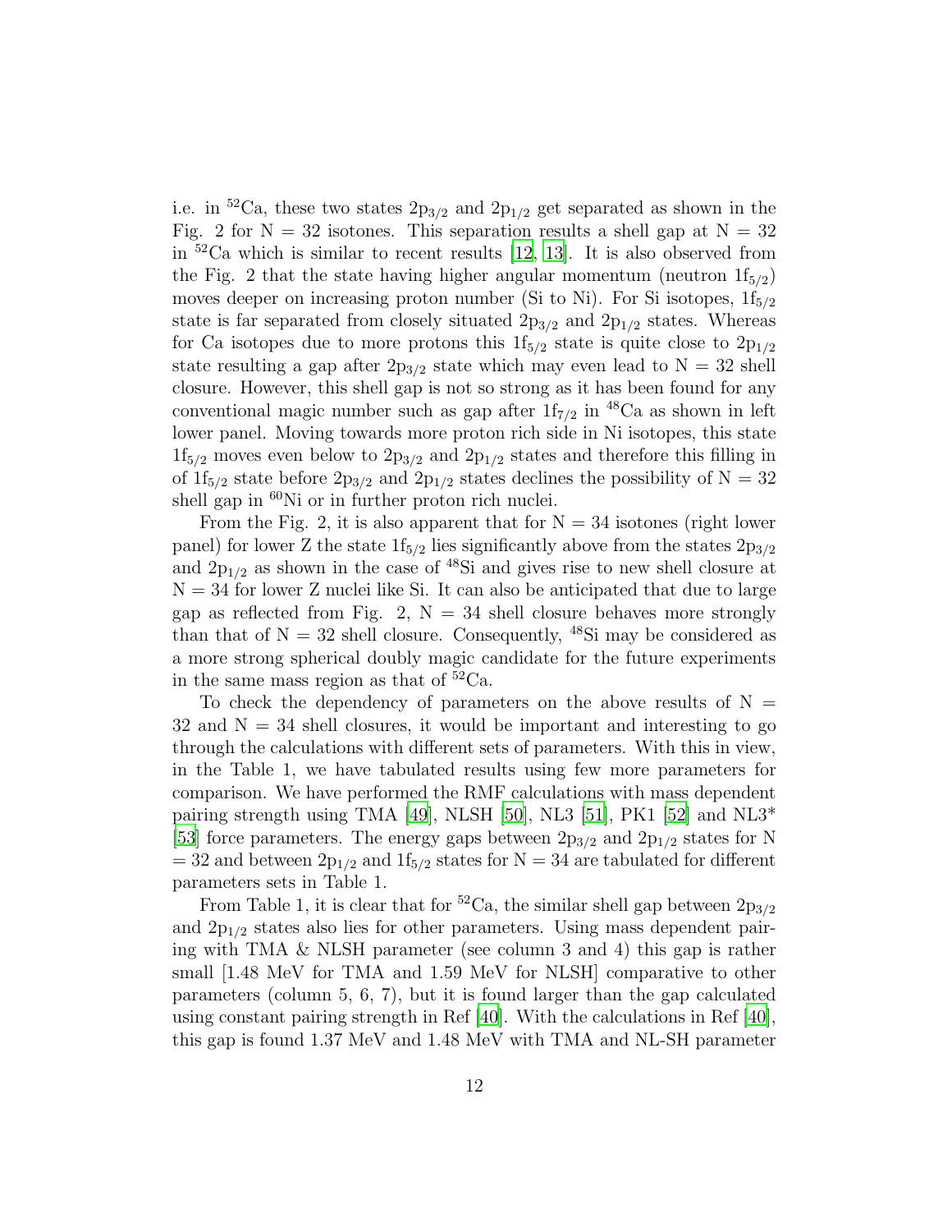i.e. in $^{52}$Ca, these two states $2p_{3/2}$ and $2p_{1/2}$ get separated as shown in the Fig. 2 for N = 32 isotones. This separation results a shell gap at N = 32 in $^{52}$Ca which is similar to recent results [12, 13]. It is also observed from the Fig. 2 that the state having higher angular momentum (neutron $1f_{5/2}$) moves deeper on increasing proton number (Si to Ni). For Si isotopes, $1f_{5/2}$ state is far separated from closely situated $2p_{3/2}$ and $2p_{1/2}$ states. Whereas for Ca isotopes due to more protons this $1f_{5/2}$ state is quite close to $2p_{1/2}$ state resulting a gap after $2p_{3/2}$ state which may even lead to N = 32 shell closure. However, this shell gap is not so strong as it has been found for any conventional magic number such as gap after $1f_{7/2}$ in $^{48}$Ca as shown in left lower panel. Moving towards more proton rich side in Ni isotopes, this state $1f_{5/2}$ moves even below to $2p_{3/2}$ and $2p_{1/2}$ states and therefore this filling in of $1f_{5/2}$ state before $2p_{3/2}$ and $2p_{1/2}$ states declines the possibility of N = 32 shell gap in $^{60}$Ni or in further proton rich nuclei.

From the Fig. 2, it is also apparent that for N = 34 isotones (right lower panel) for lower Z the state $1f_{5/2}$ lies significantly above from the states $2p_{3/2}$ and $2p_{1/2}$ as shown in the case of $^{48}$Si and gives rise to new shell closure at N = 34 for lower Z nuclei like Si. It can also be anticipated that due to large gap as reflected from Fig. 2, N = 34 shell closure behaves more strongly than that of N = 32 shell closure. Consequently, $^{48}$Si may be considered as a more strong spherical doubly magic candidate for the future experiments in the same mass region as that of $^{52}$Ca.

To check the dependency of parameters on the above results of N = 32 and N = 34 shell closures, it would be important and interesting to go through the calculations with different sets of parameters. With this in view, in the Table 1, we have tabulated results using few more parameters for comparison. We have performed the RMF calculations with mass dependent pairing strength using TMA [49], NLSH [50], NL3 [51], PK1 [52] and NL3* [53] force parameters. The energy gaps between $2p_{3/2}$ and $2p_{1/2}$ states for N = 32 and between $2p_{1/2}$ and $1f_{5/2}$ states for N = 34 are tabulated for different parameters sets in Table 1.

From Table 1, it is clear that for $^{52}$Ca, the similar shell gap between $2p_{3/2}$ and $2p_{1/2}$ states also lies for other parameters. Using mass dependent pairing with TMA & NLSH parameter (see column 3 and 4) this gap is rather small [1.48 MeV for TMA and 1.59 MeV for NLSH] comparative to other parameters (column 5, 6, 7), but it is found larger than the gap calculated using constant pairing strength in Ref [40]. With the calculations in Ref [40], this gap is found 1.37 MeV and 1.48 MeV with TMA and NL-SH parameter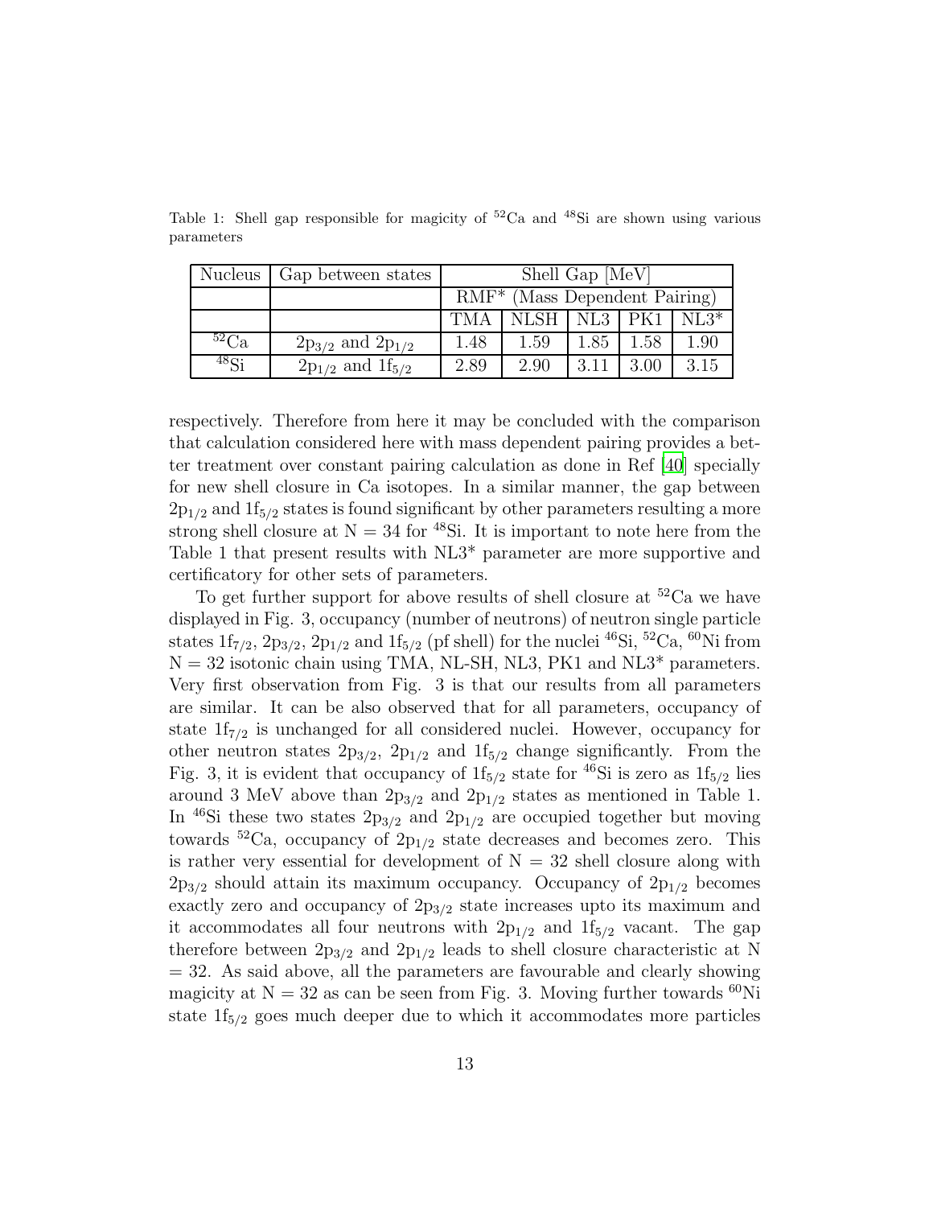Table 1: Shell gap responsible for magicity of $^{52}$Ca and $^{48}$Si are shown using various parameters

| Nucleus | Gap between states | Shell Gap [MeV] | | | | |
|---|---|---|---|---|---|---|
| | | RMF* (Mass Dependent Pairing) | | | | |
| | | TMA | NLSH | NL3 | PK1 | NL3* |
| $^{52}$Ca | $2p_{3/2}$ and $2p_{1/2}$ | 1.48 | 1.59 | 1.85 | 1.58 | 1.90 |
| $^{48}$Si | $2p_{1/2}$ and $1f_{5/2}$ | 2.89 | 2.90 | 3.11 | 3.00 | 3.15 |

respectively. Therefore from here it may be concluded with the comparison that calculation considered here with mass dependent pairing provides a better treatment over constant pairing calculation as done in Ref [40] specially for new shell closure in Ca isotopes. In a similar manner, the gap between $2p_{1/2}$ and $1f_{5/2}$ states is found significant by other parameters resulting a more strong shell closure at N = 34 for $^{48}$Si. It is important to note here from the Table 1 that present results with NL3* parameter are more supportive and certificatory for other sets of parameters.

To get further support for above results of shell closure at $^{52}$Ca we have displayed in Fig. 3, occupancy (number of neutrons) of neutron single particle states $1f_{7/2}$, $2p_{3/2}$, $2p_{1/2}$ and $1f_{5/2}$ (pf shell) for the nuclei $^{46}$Si, $^{52}$Ca, $^{60}$Ni from N = 32 isotonic chain using TMA, NL-SH, NL3, PK1 and NL3* parameters. Very first observation from Fig. 3 is that our results from all parameters are similar. It can be also observed that for all parameters, occupancy of state $1f_{7/2}$ is unchanged for all considered nuclei. However, occupancy for other neutron states $2p_{3/2}$, $2p_{1/2}$ and $1f_{5/2}$ change significantly. From the Fig. 3, it is evident that occupancy of $1f_{5/2}$ state for $^{46}$Si is zero as $1f_{5/2}$ lies around 3 MeV above than $2p_{3/2}$ and $2p_{1/2}$ states as mentioned in Table 1. In $^{46}$Si these two states $2p_{3/2}$ and $2p_{1/2}$ are occupied together but moving towards $^{52}$Ca, occupancy of $2p_{1/2}$ state decreases and becomes zero. This is rather very essential for development of N = 32 shell closure along with $2p_{3/2}$ should attain its maximum occupancy. Occupancy of $2p_{1/2}$ becomes exactly zero and occupancy of $2p_{3/2}$ state increases upto its maximum and it accommodates all four neutrons with $2p_{1/2}$ and $1f_{5/2}$ vacant. The gap therefore between $2p_{3/2}$ and $2p_{1/2}$ leads to shell closure characteristic at N = 32. As said above, all the parameters are favourable and clearly showing magicity at N = 32 as can be seen from Fig. 3. Moving further towards $^{60}$Ni state $1f_{5/2}$ goes much deeper due to which it accommodates more particles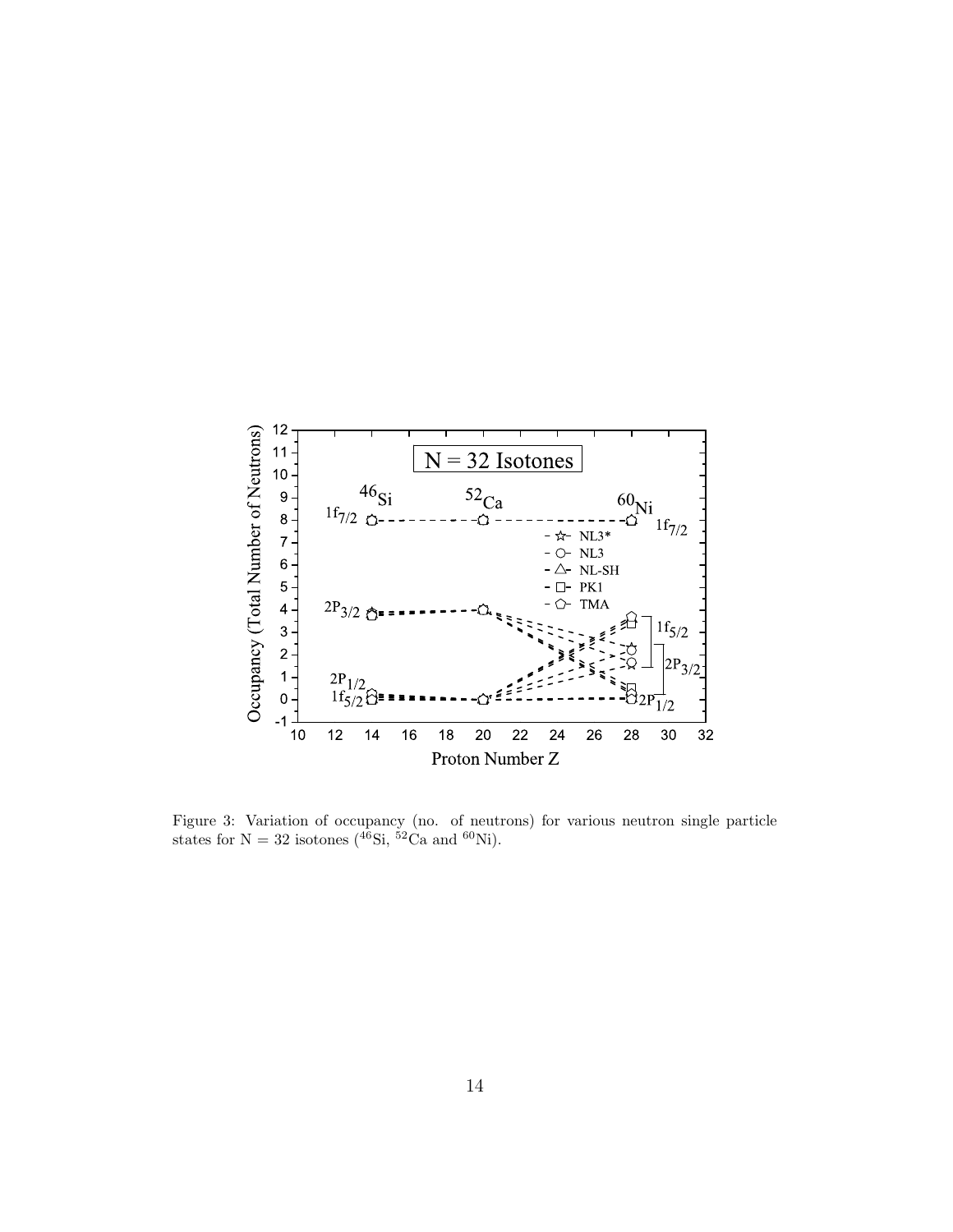N = 32 Isotones

Occupancy (Total Number of Neutrons)

Proton Number Z

$^{46}$Si

$^{52}$Ca

$^{60}$Ni

$1f_{7/2}$

$2P_{3/2}$

$2P_{1/2}$

$1f_{5/2}$

NL3*

NL3

NL-SH

PK1

TMA

12

11

10

9

8

7

6

5

4

3

2

1

0

-1

10 12 14 16 18 20 22 24 26 28 30 32

Figure 3: Variation of occupancy (no. of neutrons) for various neutron single particle states for N = 32 isotones ($^{46}$Si, $^{52}$Ca and $^{60}$Ni).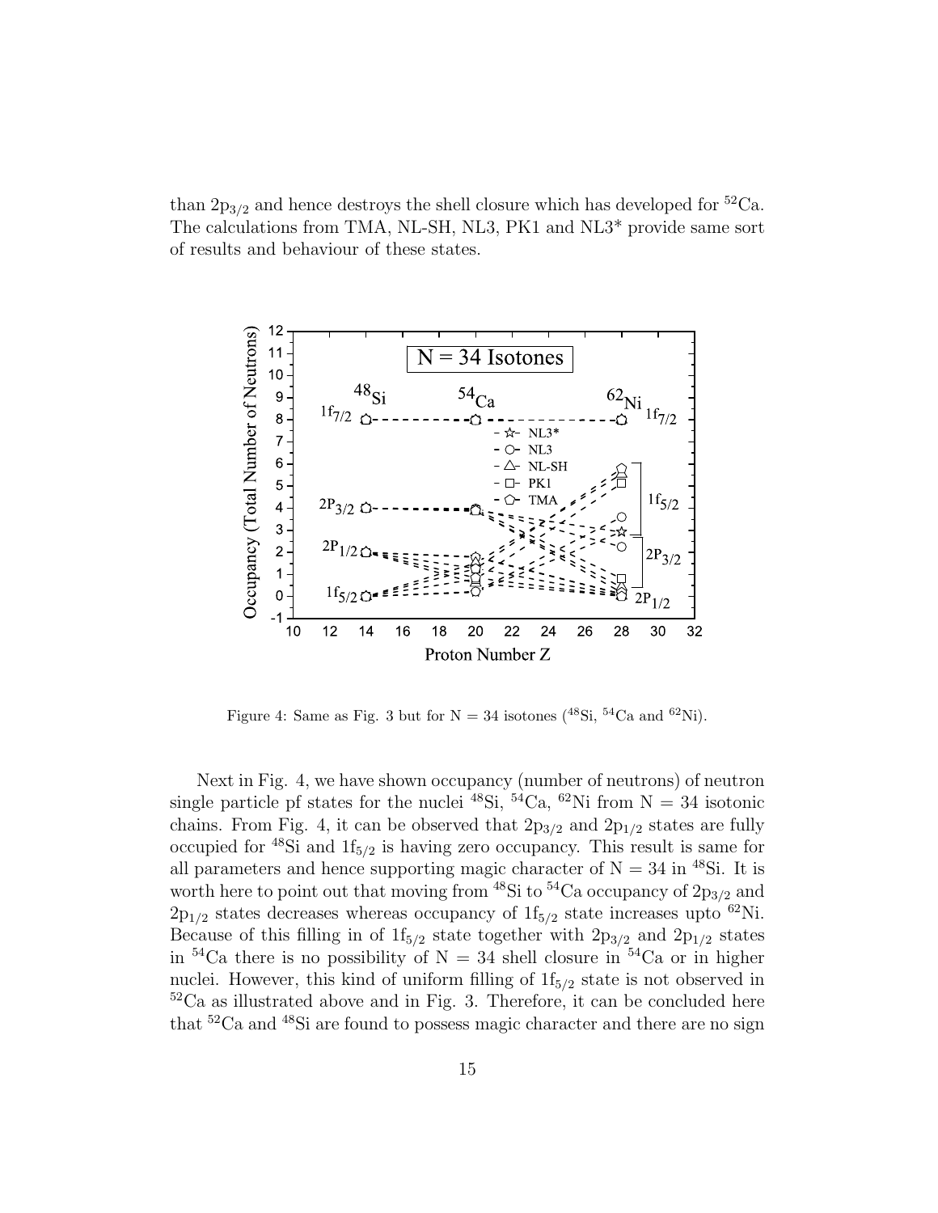than $2p_{3/2}$ and hence destroys the shell closure which has developed for $^{52}$Ca. The calculations from TMA, NL-SH, NL3, PK1 and NL3* provide same sort of results and behaviour of these states.

N = 34 Isotones

$^{48}$Si

$^{54}$Ca

$^{62}$Ni

$1f_{7/2}$

$2P_{3/2}$

$2P_{1/2}$

$1f_{5/2}$

NL3*

NL3

NL-SH

PK1

TMA

Occupancy (Total Number of Neutrons)

Proton Number Z

12 11 10 9 8 7 6 5 4 3 2 1 0 -1

10 12 14 16 18 20 22 24 26 28 30 32

Figure 4: Same as Fig. 3 but for N = 34 isotones ($^{48}$Si, $^{54}$Ca and $^{62}$Ni).

Next in Fig. 4, we have shown occupancy (number of neutrons) of neutron single particle pf states for the nuclei $^{48}$Si, $^{54}$Ca, $^{62}$Ni from N = 34 isotonic chains. From Fig. 4, it can be observed that $2p_{3/2}$ and $2p_{1/2}$ states are fully occupied for $^{48}$Si and $1f_{5/2}$ is having zero occupancy. This result is same for all parameters and hence supporting magic character of N = 34 in $^{48}$Si. It is worth here to point out that moving from $^{48}$Si to $^{54}$Ca occupancy of $2p_{3/2}$ and $2p_{1/2}$ states decreases whereas occupancy of $1f_{5/2}$ state increases upto $^{62}$Ni. Because of this filling in of $1f_{5/2}$ state together with $2p_{3/2}$ and $2p_{1/2}$ states in $^{54}$Ca there is no possibility of N = 34 shell closure in $^{54}$Ca or in higher nuclei. However, this kind of uniform filling of $1f_{5/2}$ state is not observed in $^{52}$Ca as illustrated above and in Fig. 3. Therefore, it can be concluded here that $^{52}$Ca and $^{48}$Si are found to possess magic character and there are no sign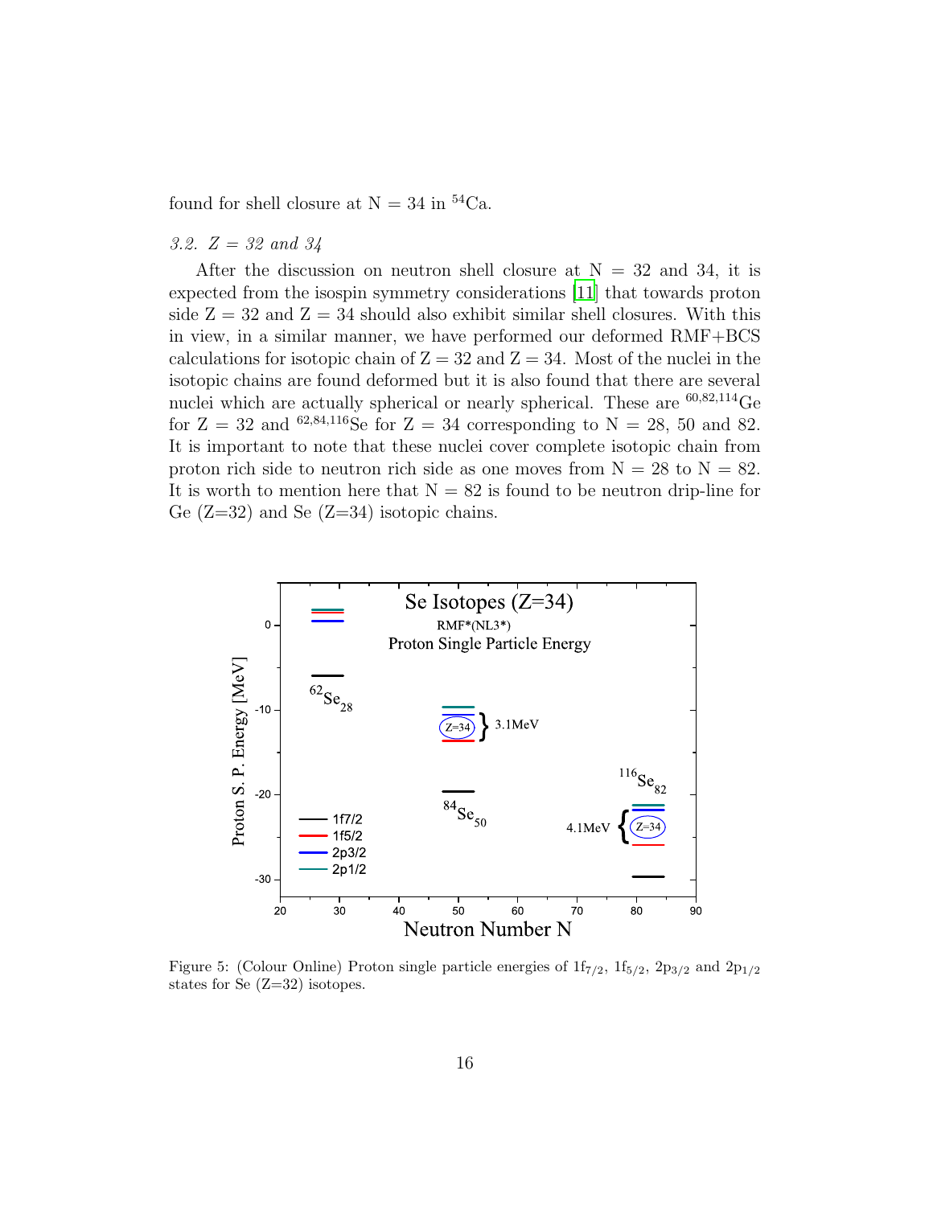found for shell closure at N = 34 in $^{54}$Ca.

### 3.2. Z = 32 and 34

After the discussion on neutron shell closure at N = 32 and 34, it is expected from the isospin symmetry considerations [11] that towards proton side Z = 32 and Z = 34 should also exhibit similar shell closures. With this in view, in a similar manner, we have performed our deformed RMF+BCS calculations for isotopic chain of Z = 32 and Z = 34. Most of the nuclei in the isotopic chains are found deformed but it is also found that there are several nuclei which are actually spherical or nearly spherical. These are $^{60,82,114}$Ge for Z = 32 and $^{62,84,116}$Se for Z = 34 corresponding to N = 28, 50 and 82. It is important to note that these nuclei cover complete isotopic chain from proton rich side to neutron rich side as one moves from N = 28 to N = 82. It is worth to mention here that N = 82 is found to be neutron drip-line for Ge (Z=32) and Se (Z=34) isotopic chains.

Se Isotopes (Z=34)
RMF*(NL3*)
Proton Single Particle Energy
Proton S. P. Energy [MeV]
Neutron Number N
$^{62}$Se$_{28}$
$^{84}$Se$_{50}$
$^{116}$Se$_{82}$
Z=34
3.1MeV
4.1MeV
1f7/2
1f5/2
2p3/2
2p1/2
0
-10
-20
-30
20
30
40
50
60
70
80
90

Figure 5: (Colour Online) Proton single particle energies of $1f_{7/2}$, $1f_{5/2}$, $2p_{3/2}$ and $2p_{1/2}$ states for Se (Z=32) isotopes.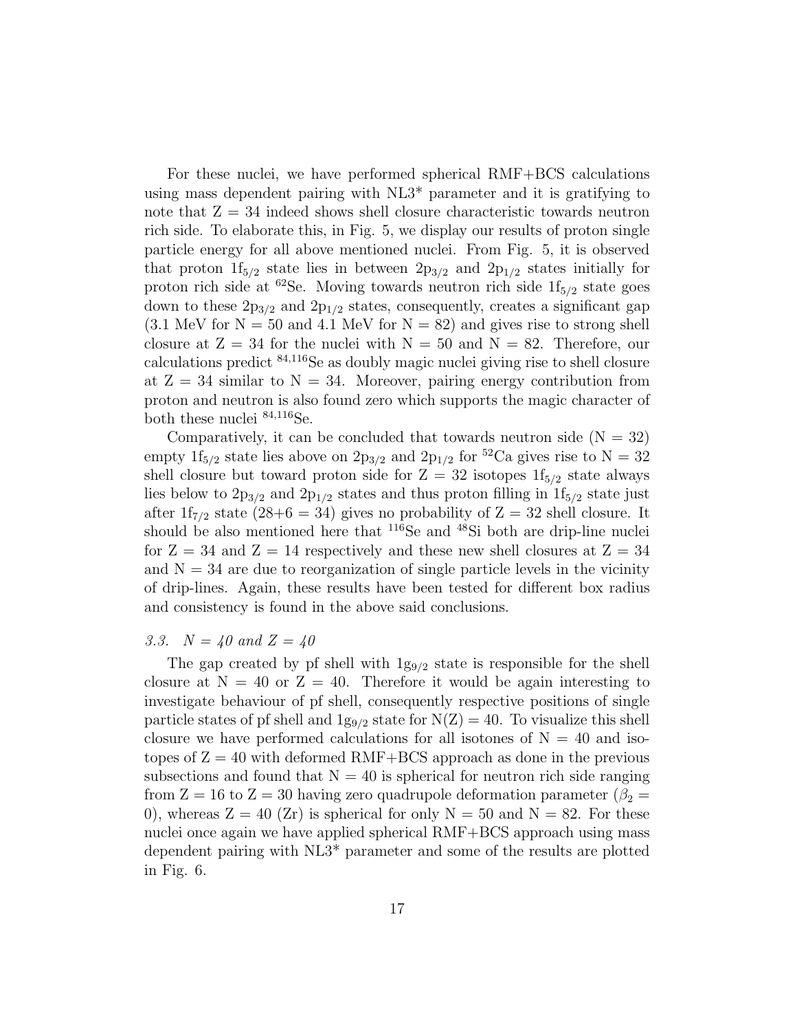For these nuclei, we have performed spherical RMF+BCS calculations using mass dependent pairing with NL3* parameter and it is gratifying to note that Z = 34 indeed shows shell closure characteristic towards neutron rich side. To elaborate this, in Fig. 5, we display our results of proton single particle energy for all above mentioned nuclei. From Fig. 5, it is observed that proton $1f_{5/2}$ state lies in between $2p_{3/2}$ and $2p_{1/2}$ states initially for proton rich side at $^{62}$Se. Moving towards neutron rich side $1f_{5/2}$ state goes down to these $2p_{3/2}$ and $2p_{1/2}$ states, consequently, creates a significant gap (3.1 MeV for N = 50 and 4.1 MeV for N = 82) and gives rise to strong shell closure at Z = 34 for the nuclei with N = 50 and N = 82. Therefore, our calculations predict $^{84,116}$Se as doubly magic nuclei giving rise to shell closure at Z = 34 similar to N = 34. Moreover, pairing energy contribution from proton and neutron is also found zero which supports the magic character of both these nuclei $^{84,116}$Se.

Comparatively, it can be concluded that towards neutron side (N = 32) empty $1f_{5/2}$ state lies above on $2p_{3/2}$ and $2p_{1/2}$ for $^{52}$Ca gives rise to N = 32 shell closure but toward proton side for Z = 32 isotopes $1f_{5/2}$ state always lies below to $2p_{3/2}$ and $2p_{1/2}$ states and thus proton filling in $1f_{5/2}$ state just after $1f_{7/2}$ state (28+6 = 34) gives no probability of Z = 32 shell closure. It should be also mentioned here that $^{116}$Se and $^{48}$Si both are drip-line nuclei for Z = 34 and Z = 14 respectively and these new shell closures at Z = 34 and N = 34 are due to reorganization of single particle levels in the vicinity of drip-lines. Again, these results have been tested for different box radius and consistency is found in the above said conclusions.

### *3.3. N = 40 and Z = 40*

The gap created by pf shell with $1g_{9/2}$ state is responsible for the shell closure at N = 40 or Z = 40. Therefore it would be again interesting to investigate behaviour of pf shell, consequently respective positions of single particle states of pf shell and $1g_{9/2}$ state for N(Z) = 40. To visualize this shell closure we have performed calculations for all isotones of N = 40 and isotopes of Z = 40 with deformed RMF+BCS approach as done in the previous subsections and found that N = 40 is spherical for neutron rich side ranging from Z = 16 to Z = 30 having zero quadrupole deformation parameter ($\beta_2$ = 0), whereas Z = 40 (Zr) is spherical for only N = 50 and N = 82. For these nuclei once again we have applied spherical RMF+BCS approach using mass dependent pairing with NL3* parameter and some of the results are plotted in Fig. 6.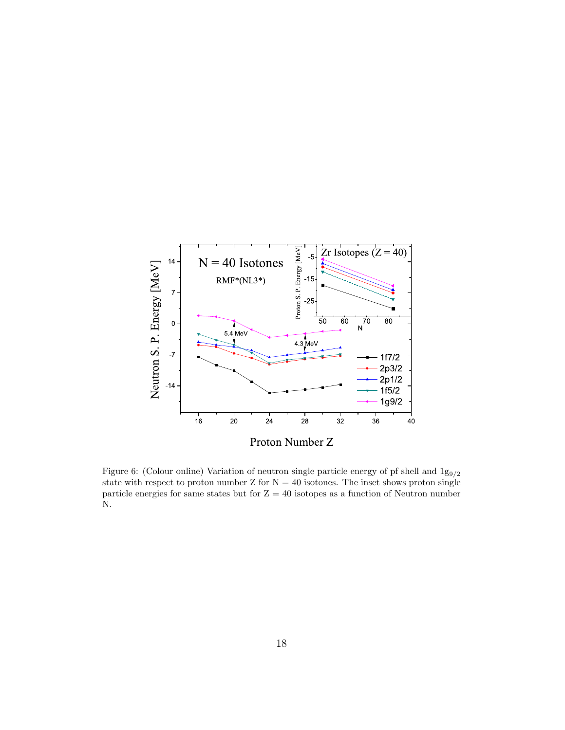Figure 6: (Colour online) Variation of neutron single particle energy of pf shell and $1g_{9/2}$ state with respect to proton number Z for N = 40 isotones. The inset shows proton single particle energies for same states but for Z = 40 isotopes as a function of Neutron number N.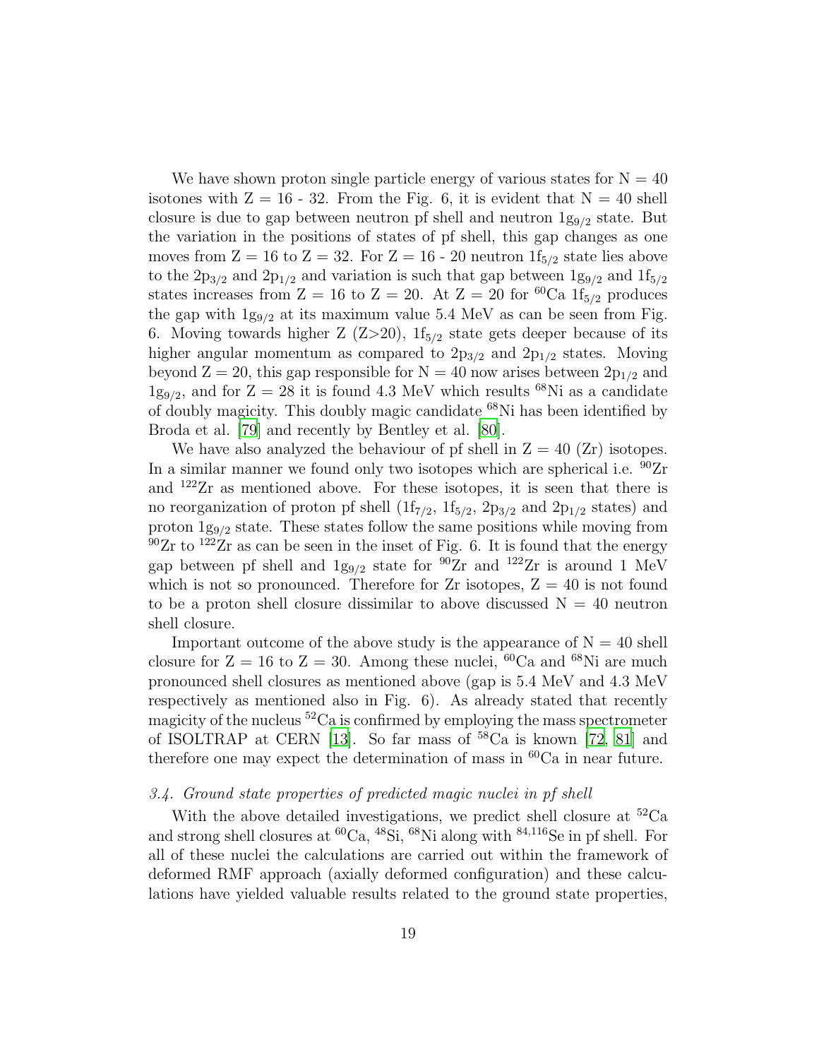We have shown proton single particle energy of various states for N = 40 isotones with Z = 16 - 32. From the Fig. 6, it is evident that N = 40 shell closure is due to gap between neutron pf shell and neutron $1g_{9/2}$ state. But the variation in the positions of states of pf shell, this gap changes as one moves from Z = 16 to Z = 32. For Z = 16 - 20 neutron $1f_{5/2}$ state lies above to the $2p_{3/2}$ and $2p_{1/2}$ and variation is such that gap between $1g_{9/2}$ and $1f_{5/2}$ states increases from Z = 16 to Z = 20. At Z = 20 for $^{60}$Ca $1f_{5/2}$ produces the gap with $1g_{9/2}$ at its maximum value 5.4 MeV as can be seen from Fig. 6. Moving towards higher Z (Z>20), $1f_{5/2}$ state gets deeper because of its higher angular momentum as compared to $2p_{3/2}$ and $2p_{1/2}$ states. Moving beyond Z = 20, this gap responsible for N = 40 now arises between $2p_{1/2}$ and $1g_{9/2}$, and for Z = 28 it is found 4.3 MeV which results $^{68}$Ni as a candidate of doubly magicity. This doubly magic candidate $^{68}$Ni has been identified by Broda et al. [79] and recently by Bentley et al. [80].

We have also analyzed the behaviour of pf shell in Z = 40 (Zr) isotopes. In a similar manner we found only two isotopes which are spherical i.e. $^{90}$Zr and $^{122}$Zr as mentioned above. For these isotopes, it is seen that there is no reorganization of proton pf shell ($1f_{7/2}$, $1f_{5/2}$, $2p_{3/2}$ and $2p_{1/2}$ states) and proton $1g_{9/2}$ state. These states follow the same positions while moving from $^{90}$Zr to $^{122}$Zr as can be seen in the inset of Fig. 6. It is found that the energy gap between pf shell and $1g_{9/2}$ state for $^{90}$Zr and $^{122}$Zr is around 1 MeV which is not so pronounced. Therefore for Zr isotopes, Z = 40 is not found to be a proton shell closure dissimilar to above discussed N = 40 neutron shell closure.

Important outcome of the above study is the appearance of N = 40 shell closure for Z = 16 to Z = 30. Among these nuclei, $^{60}$Ca and $^{68}$Ni are much pronounced shell closures as mentioned above (gap is 5.4 MeV and 4.3 MeV respectively as mentioned also in Fig. 6). As already stated that recently magicity of the nucleus $^{52}$Ca is confirmed by employing the mass spectrometer of ISOLTRAP at CERN [13]. So far mass of $^{58}$Ca is known [72, 81] and therefore one may expect the determination of mass in $^{60}$Ca in near future.

### *3.4. Ground state properties of predicted magic nuclei in pf shell*

With the above detailed investigations, we predict shell closure at $^{52}$Ca and strong shell closures at $^{60}$Ca, $^{48}$Si, $^{68}$Ni along with $^{84,116}$Se in pf shell. For all of these nuclei the calculations are carried out within the framework of deformed RMF approach (axially deformed configuration) and these calculations have yielded valuable results related to the ground state properties,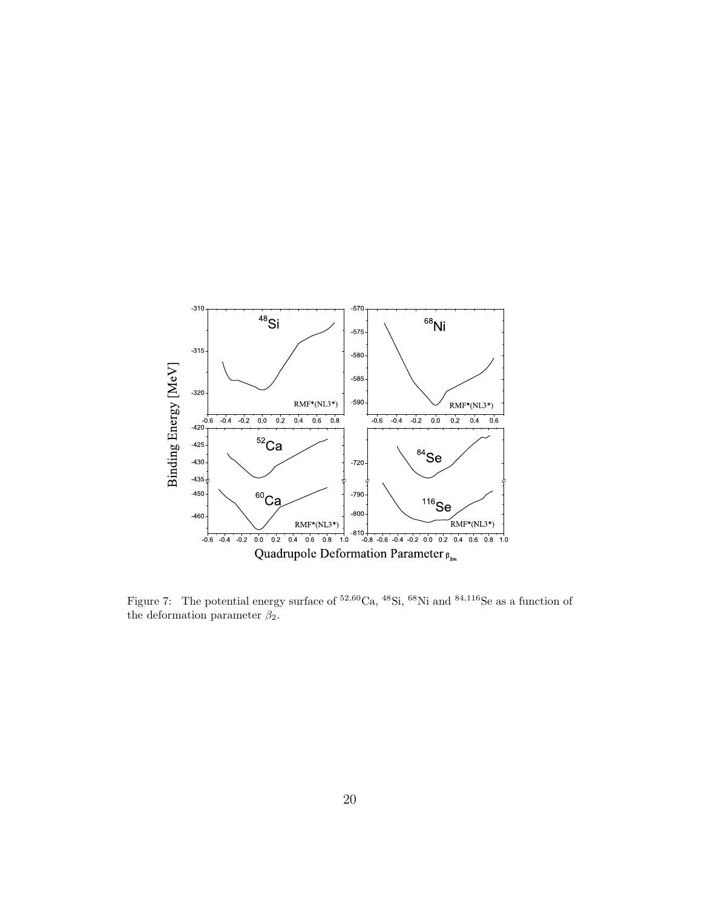Binding Energy [MeV]

-310
-315
-320

$^{48}$Si

RMF*(NL3*)

-0.6 -0.4 -0.2 0.0 0.2 0.4 0.6 0.8

-570
-575
-580
-585
-590

$^{68}$Ni

RMF*(NL3*)

-0.6 -0.4 -0.2 0.0 0.2 0.4 0.6

-420
-425
-430
-435
-450
-460

$^{52}$Ca

$^{60}$Ca

RMF*(NL3*)

-0.6 -0.4 -0.2 0.0 0.2 0.4 0.6 0.8 1.0

-720
-790
-800
-810

$^{84}$Se

$^{116}$Se

RMF*(NL3*)

-0.8 -0.6 -0.4 -0.2 0.0 0.2 0.4 0.6 0.8 1.0

Quadrupole Deformation Parameter $\beta_{2m}$

Figure 7: The potential energy surface of $^{52,60}$Ca, $^{48}$Si, $^{68}$Ni and $^{84,116}$Se as a function of the deformation parameter $\beta_2$.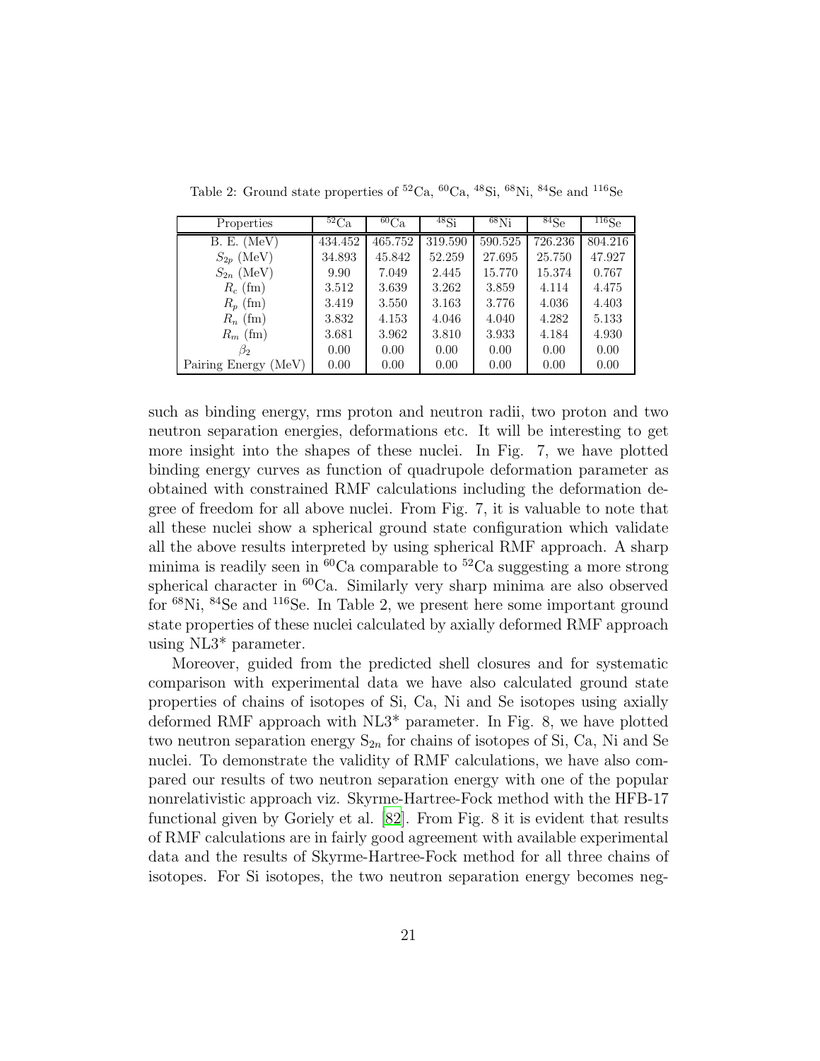Table 2: Ground state properties of $^{52}$Ca, $^{60}$Ca, $^{48}$Si, $^{68}$Ni, $^{84}$Se and $^{116}$Se

| Properties | $^{52}$Ca | $^{60}$Ca | $^{48}$Si | $^{68}$Ni | $^{84}$Se | $^{116}$Se |
|---|---|---|---|---|---|---|
| B. E. (MeV) | 434.452 | 465.752 | 319.590 | 590.525 | 726.236 | 804.216 |
| $S_{2p}$ (MeV) | 34.893 | 45.842 | 52.259 | 27.695 | 25.750 | 47.927 |
| $S_{2n}$ (MeV) | 9.90 | 7.049 | 2.445 | 15.770 | 15.374 | 0.767 |
| $R_c$ (fm) | 3.512 | 3.639 | 3.262 | 3.859 | 4.114 | 4.475 |
| $R_p$ (fm) | 3.419 | 3.550 | 3.163 | 3.776 | 4.036 | 4.403 |
| $R_n$ (fm) | 3.832 | 4.153 | 4.046 | 4.040 | 4.282 | 5.133 |
| $R_m$ (fm) | 3.681 | 3.962 | 3.810 | 3.933 | 4.184 | 4.930 |
| $\beta_2$ | 0.00 | 0.00 | 0.00 | 0.00 | 0.00 | 0.00 |
| Pairing Energy (MeV) | 0.00 | 0.00 | 0.00 | 0.00 | 0.00 | 0.00 |

such as binding energy, rms proton and neutron radii, two proton and two neutron separation energies, deformations etc. It will be interesting to get more insight into the shapes of these nuclei. In Fig. 7, we have plotted binding energy curves as function of quadrupole deformation parameter as obtained with constrained RMF calculations including the deformation degree of freedom for all above nuclei. From Fig. 7, it is valuable to note that all these nuclei show a spherical ground state configuration which validate all the above results interpreted by using spherical RMF approach. A sharp minima is readily seen in $^{60}$Ca comparable to $^{52}$Ca suggesting a more strong spherical character in $^{60}$Ca. Similarly very sharp minima are also observed for $^{68}$Ni, $^{84}$Se and $^{116}$Se. In Table 2, we present here some important ground state properties of these nuclei calculated by axially deformed RMF approach using NL3* parameter.

Moreover, guided from the predicted shell closures and for systematic comparison with experimental data we have also calculated ground state properties of chains of isotopes of Si, Ca, Ni and Se isotopes using axially deformed RMF approach with NL3* parameter. In Fig. 8, we have plotted two neutron separation energy $S_{2n}$ for chains of isotopes of Si, Ca, Ni and Se nuclei. To demonstrate the validity of RMF calculations, we have also compared our results of two neutron separation energy with one of the popular nonrelativistic approach viz. Skyrme-Hartree-Fock method with the HFB-17 functional given by Goriely et al. [82]. From Fig. 8 it is evident that results of RMF calculations are in fairly good agreement with available experimental data and the results of Skyrme-Hartree-Fock method for all three chains of isotopes. For Si isotopes, the two neutron separation energy becomes neg-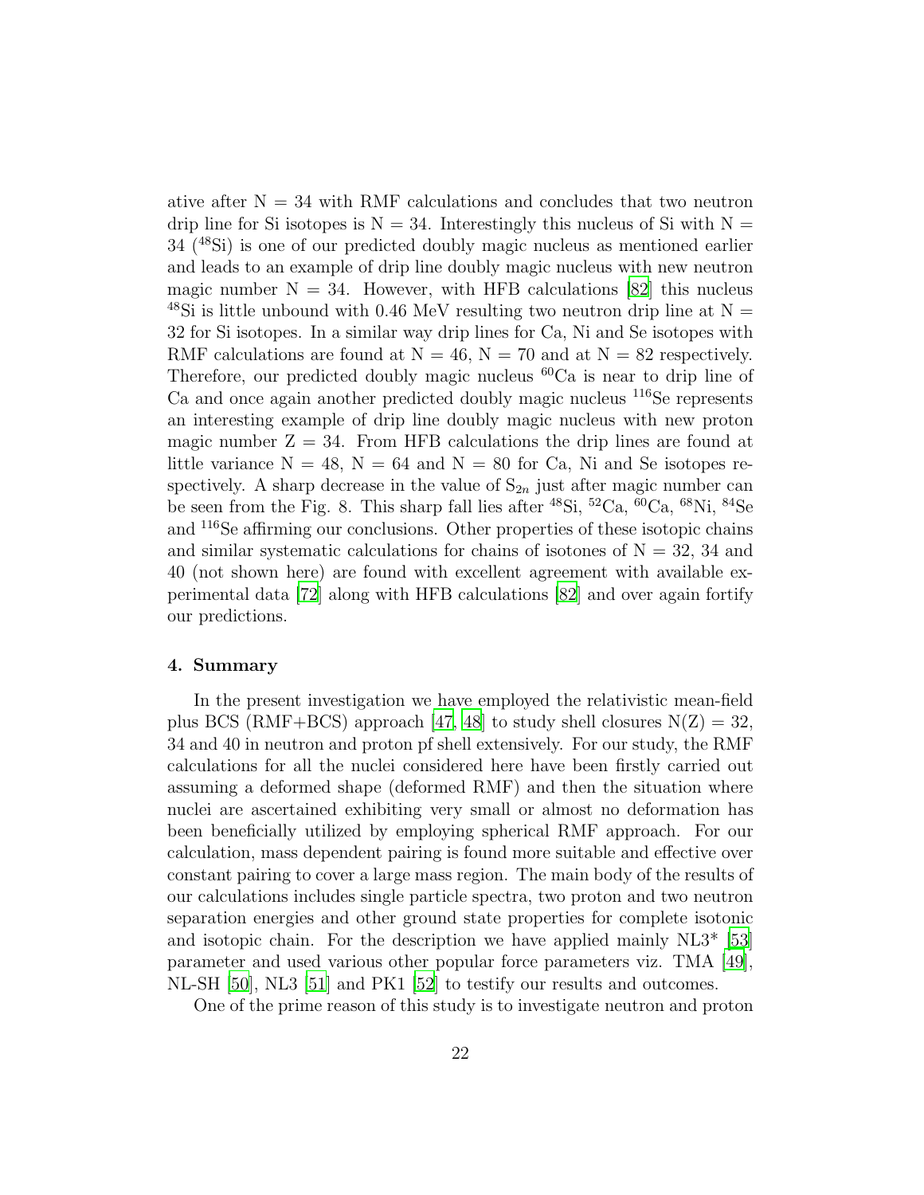ative after N = 34 with RMF calculations and concludes that two neutron drip line for Si isotopes is N = 34. Interestingly this nucleus of Si with N = 34 ($^{48}$Si) is one of our predicted doubly magic nucleus as mentioned earlier and leads to an example of drip line doubly magic nucleus with new neutron magic number N = 34. However, with HFB calculations [82] this nucleus $^{48}$Si is little unbound with 0.46 MeV resulting two neutron drip line at N = 32 for Si isotopes. In a similar way drip lines for Ca, Ni and Se isotopes with RMF calculations are found at N = 46, N = 70 and at N = 82 respectively. Therefore, our predicted doubly magic nucleus $^{60}$Ca is near to drip line of Ca and once again another predicted doubly magic nucleus $^{116}$Se represents an interesting example of drip line doubly magic nucleus with new proton magic number Z = 34. From HFB calculations the drip lines are found at little variance N = 48, N = 64 and N = 80 for Ca, Ni and Se isotopes respectively. A sharp decrease in the value of $S_{2n}$ just after magic number can be seen from the Fig. 8. This sharp fall lies after $^{48}$Si, $^{52}$Ca, $^{60}$Ca, $^{68}$Ni, $^{84}$Se and $^{116}$Se affirming our conclusions. Other properties of these isotopic chains and similar systematic calculations for chains of isotones of N = 32, 34 and 40 (not shown here) are found with excellent agreement with available experimental data [72] along with HFB calculations [82] and over again fortify our predictions.

## 4. Summary

In the present investigation we have employed the relativistic mean-field plus BCS (RMF+BCS) approach [47, 48] to study shell closures N(Z) = 32, 34 and 40 in neutron and proton pf shell extensively. For our study, the RMF calculations for all the nuclei considered here have been firstly carried out assuming a deformed shape (deformed RMF) and then the situation where nuclei are ascertained exhibiting very small or almost no deformation has been beneficially utilized by employing spherical RMF approach. For our calculation, mass dependent pairing is found more suitable and effective over constant pairing to cover a large mass region. The main body of the results of our calculations includes single particle spectra, two proton and two neutron separation energies and other ground state properties for complete isotonic and isotopic chain. For the description we have applied mainly NL3* [53] parameter and used various other popular force parameters viz. TMA [49], NL-SH [50], NL3 [51] and PK1 [52] to testify our results and outcomes.

One of the prime reason of this study is to investigate neutron and proton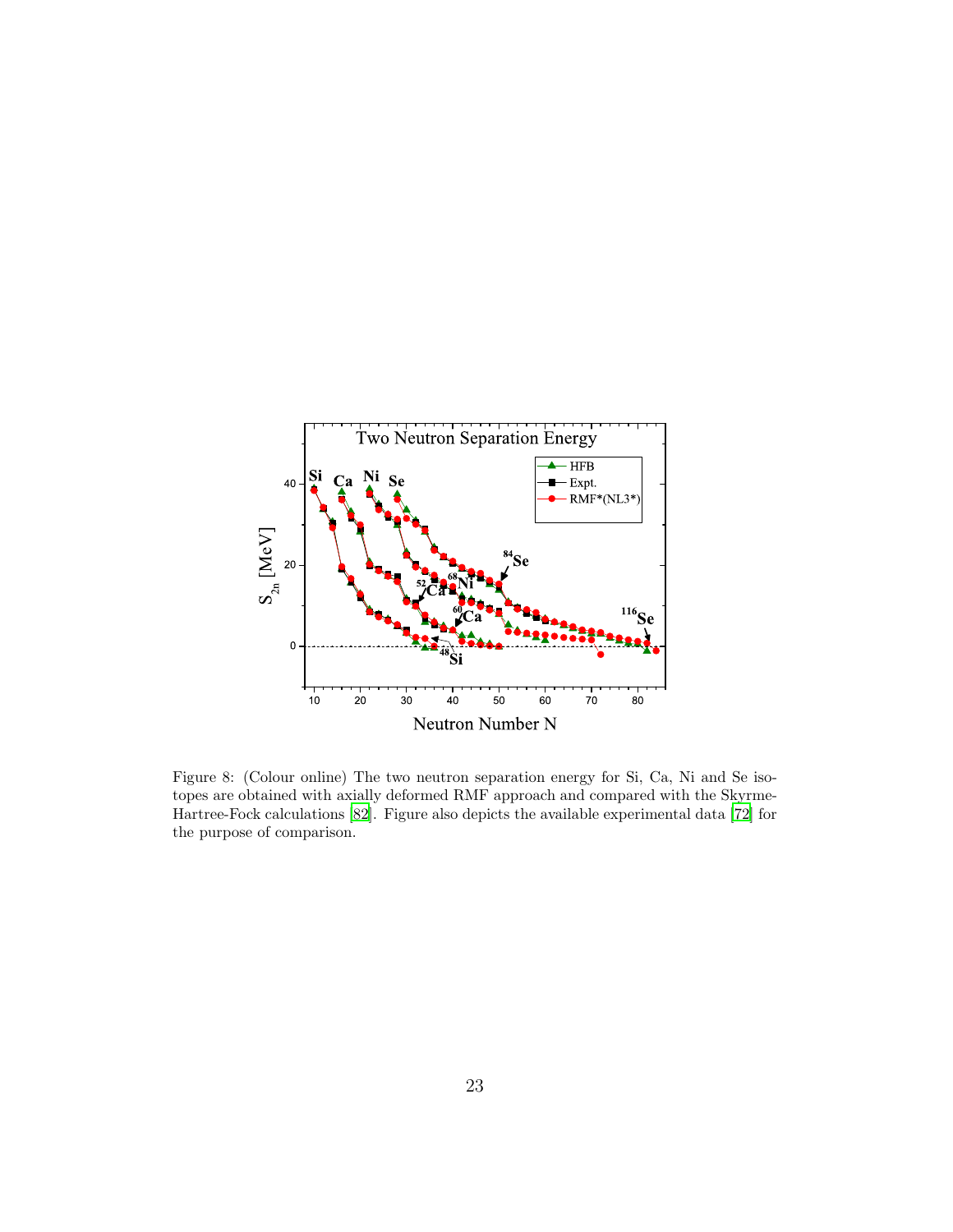Two Neutron Separation Energy

$S_{2n}$ [MeV]

Neutron Number N

Si Ca Ni Se

HFB
Expt.
RMF*(NL3*)

$^{84}$Se
$^{52}$Ca
$^{68}$Ni
$^{60}$Ca
$^{48}$Si
$^{116}$Se

40
20
0

10 20 30 40 50 60 70 80

Figure 8: (Colour online) The two neutron separation energy for Si, Ca, Ni and Se isotopes are obtained with axially deformed RMF approach and compared with the Skyrme-Hartree-Fock calculations [82]. Figure also depicts the available experimental data [72] for the purpose of comparison.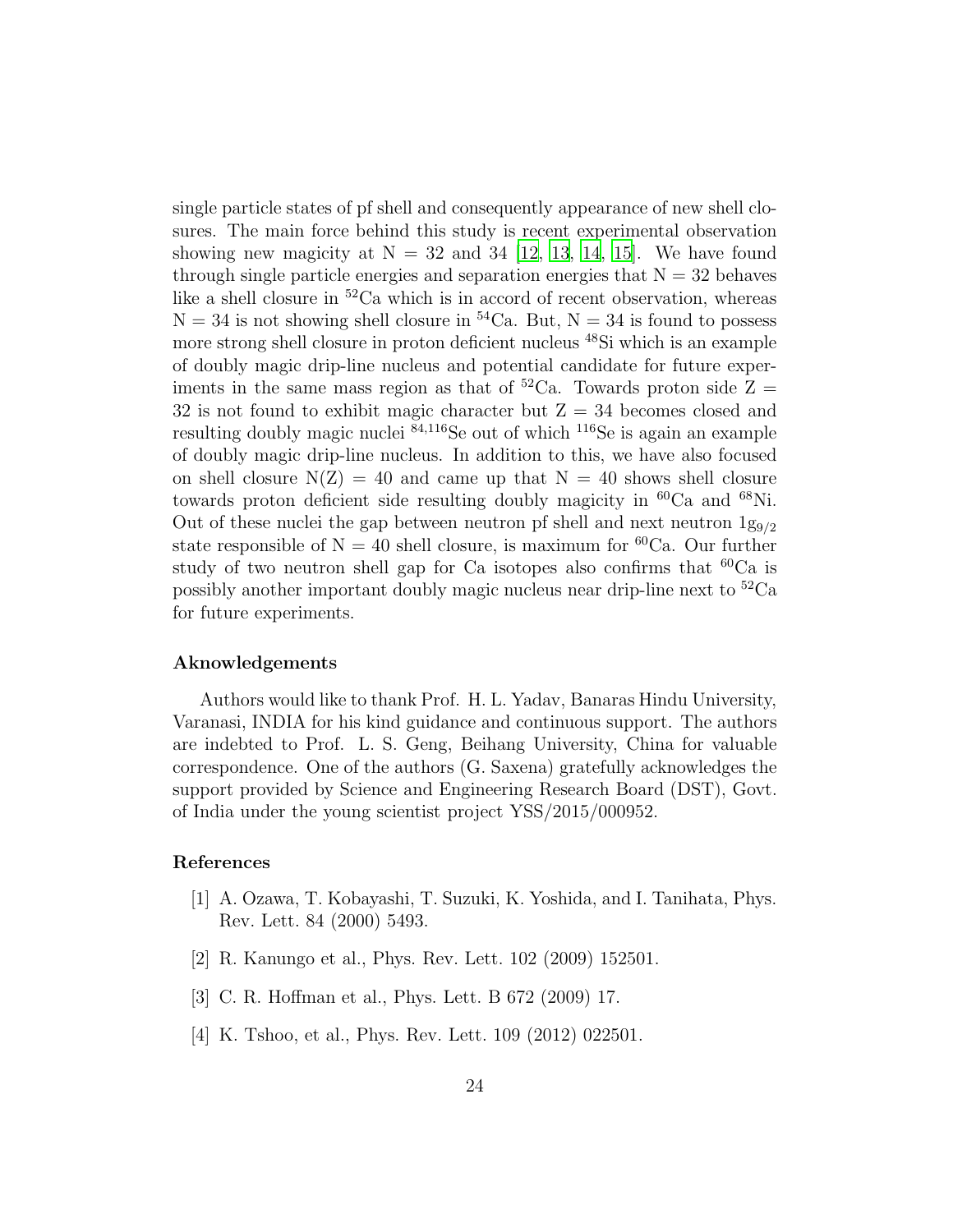single particle states of pf shell and consequently appearance of new shell closures. The main force behind this study is recent experimental observation showing new magicity at N = 32 and 34 [12, 13, 14, 15]. We have found through single particle energies and separation energies that N = 32 behaves like a shell closure in $^{52}$Ca which is in accord of recent observation, whereas N = 34 is not showing shell closure in $^{54}$Ca. But, N = 34 is found to possess more strong shell closure in proton deficient nucleus $^{48}$Si which is an example of doubly magic drip-line nucleus and potential candidate for future experiments in the same mass region as that of $^{52}$Ca. Towards proton side Z = 32 is not found to exhibit magic character but Z = 34 becomes closed and resulting doubly magic nuclei $^{84,116}$Se out of which $^{116}$Se is again an example of doubly magic drip-line nucleus. In addition to this, we have also focused on shell closure N(Z) = 40 and came up that N = 40 shows shell closure towards proton deficient side resulting doubly magicity in $^{60}$Ca and $^{68}$Ni. Out of these nuclei the gap between neutron pf shell and next neutron $1g_{9/2}$ state responsible of N = 40 shell closure, is maximum for $^{60}$Ca. Our further study of two neutron shell gap for Ca isotopes also confirms that $^{60}$Ca is possibly another important doubly magic nucleus near drip-line next to $^{52}$Ca for future experiments.

### Aknowledgements

Authors would like to thank Prof. H. L. Yadav, Banaras Hindu University, Varanasi, INDIA for his kind guidance and continuous support. The authors are indebted to Prof. L. S. Geng, Beihang University, China for valuable correspondence. One of the authors (G. Saxena) gratefully acknowledges the support provided by Science and Engineering Research Board (DST), Govt. of India under the young scientist project YSS/2015/000952.

### References

[1] A. Ozawa, T. Kobayashi, T. Suzuki, K. Yoshida, and I. Tanihata, Phys. Rev. Lett. 84 (2000) 5493.

[2] R. Kanungo et al., Phys. Rev. Lett. 102 (2009) 152501.

[3] C. R. Hoffman et al., Phys. Lett. B 672 (2009) 17.

[4] K. Tshoo, et al., Phys. Rev. Lett. 109 (2012) 022501.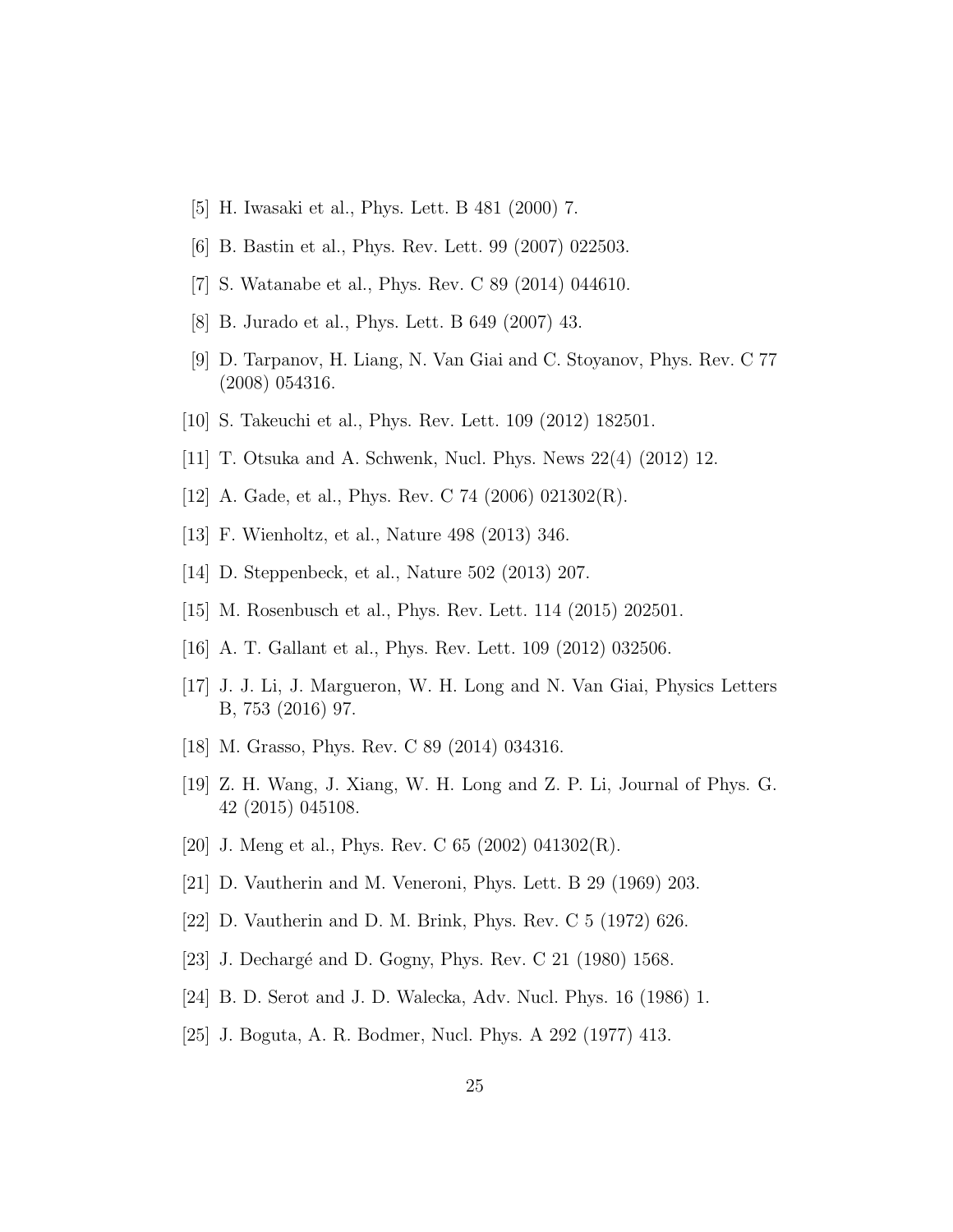[5] H. Iwasaki et al., Phys. Lett. B 481 (2000) 7.

[6] B. Bastin et al., Phys. Rev. Lett. 99 (2007) 022503.

[7] S. Watanabe et al., Phys. Rev. C 89 (2014) 044610.

[8] B. Jurado et al., Phys. Lett. B 649 (2007) 43.

[9] D. Tarpanov, H. Liang, N. Van Giai and C. Stoyanov, Phys. Rev. C 77 (2008) 054316.

[10] S. Takeuchi et al., Phys. Rev. Lett. 109 (2012) 182501.

[11] T. Otsuka and A. Schwenk, Nucl. Phys. News 22(4) (2012) 12.

[12] A. Gade, et al., Phys. Rev. C 74 (2006) 021302(R).

[13] F. Wienholtz, et al., Nature 498 (2013) 346.

[14] D. Steppenbeck, et al., Nature 502 (2013) 207.

[15] M. Rosenbusch et al., Phys. Rev. Lett. 114 (2015) 202501.

[16] A. T. Gallant et al., Phys. Rev. Lett. 109 (2012) 032506.

[17] J. J. Li, J. Margueron, W. H. Long and N. Van Giai, Physics Letters B, 753 (2016) 97.

[18] M. Grasso, Phys. Rev. C 89 (2014) 034316.

[19] Z. H. Wang, J. Xiang, W. H. Long and Z. P. Li, Journal of Phys. G. 42 (2015) 045108.

[20] J. Meng et al., Phys. Rev. C 65 (2002) 041302(R).

[21] D. Vautherin and M. Veneroni, Phys. Lett. B 29 (1969) 203.

[22] D. Vautherin and D. M. Brink, Phys. Rev. C 5 (1972) 626.

[23] J. Dechargé and D. Gogny, Phys. Rev. C 21 (1980) 1568.

[24] B. D. Serot and J. D. Walecka, Adv. Nucl. Phys. 16 (1986) 1.

[25] J. Boguta, A. R. Bodmer, Nucl. Phys. A 292 (1977) 413.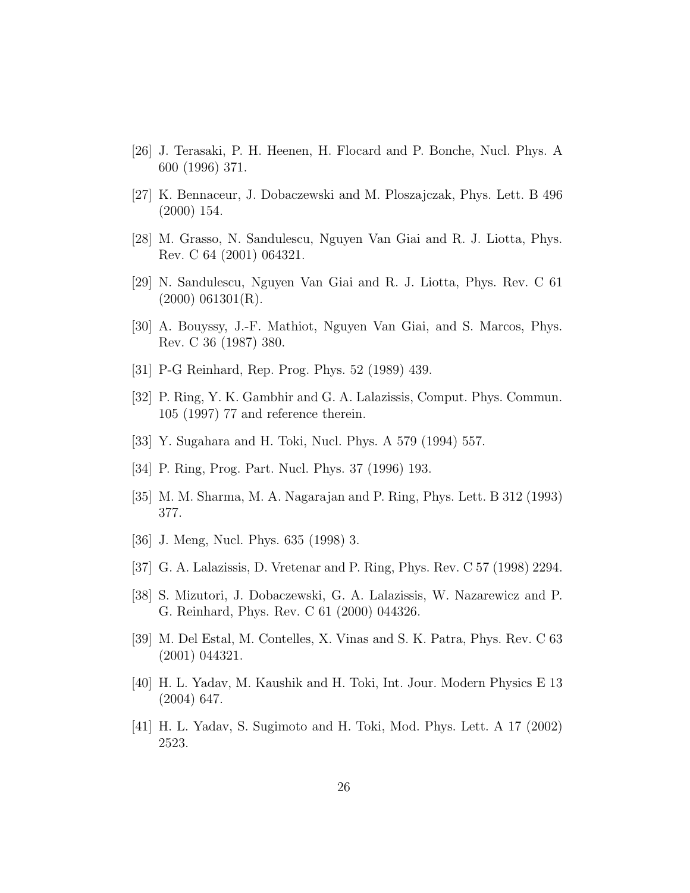[26] J. Terasaki, P. H. Heenen, H. Flocard and P. Bonche, Nucl. Phys. A 600 (1996) 371.

[27] K. Bennaceur, J. Dobaczewski and M. Ploszajczak, Phys. Lett. B 496 (2000) 154.

[28] M. Grasso, N. Sandulescu, Nguyen Van Giai and R. J. Liotta, Phys. Rev. C 64 (2001) 064321.

[29] N. Sandulescu, Nguyen Van Giai and R. J. Liotta, Phys. Rev. C 61 (2000) 061301(R).

[30] A. Bouyssy, J.-F. Mathiot, Nguyen Van Giai, and S. Marcos, Phys. Rev. C 36 (1987) 380.

[31] P-G Reinhard, Rep. Prog. Phys. 52 (1989) 439.

[32] P. Ring, Y. K. Gambhir and G. A. Lalazissis, Comput. Phys. Commun. 105 (1997) 77 and reference therein.

[33] Y. Sugahara and H. Toki, Nucl. Phys. A 579 (1994) 557.

[34] P. Ring, Prog. Part. Nucl. Phys. 37 (1996) 193.

[35] M. M. Sharma, M. A. Nagarajan and P. Ring, Phys. Lett. B 312 (1993) 377.

[36] J. Meng, Nucl. Phys. 635 (1998) 3.

[37] G. A. Lalazissis, D. Vretenar and P. Ring, Phys. Rev. C 57 (1998) 2294.

[38] S. Mizutori, J. Dobaczewski, G. A. Lalazissis, W. Nazarewicz and P. G. Reinhard, Phys. Rev. C 61 (2000) 044326.

[39] M. Del Estal, M. Contelles, X. Vinas and S. K. Patra, Phys. Rev. C 63 (2001) 044321.

[40] H. L. Yadav, M. Kaushik and H. Toki, Int. Jour. Modern Physics E 13 (2004) 647.

[41] H. L. Yadav, S. Sugimoto and H. Toki, Mod. Phys. Lett. A 17 (2002) 2523.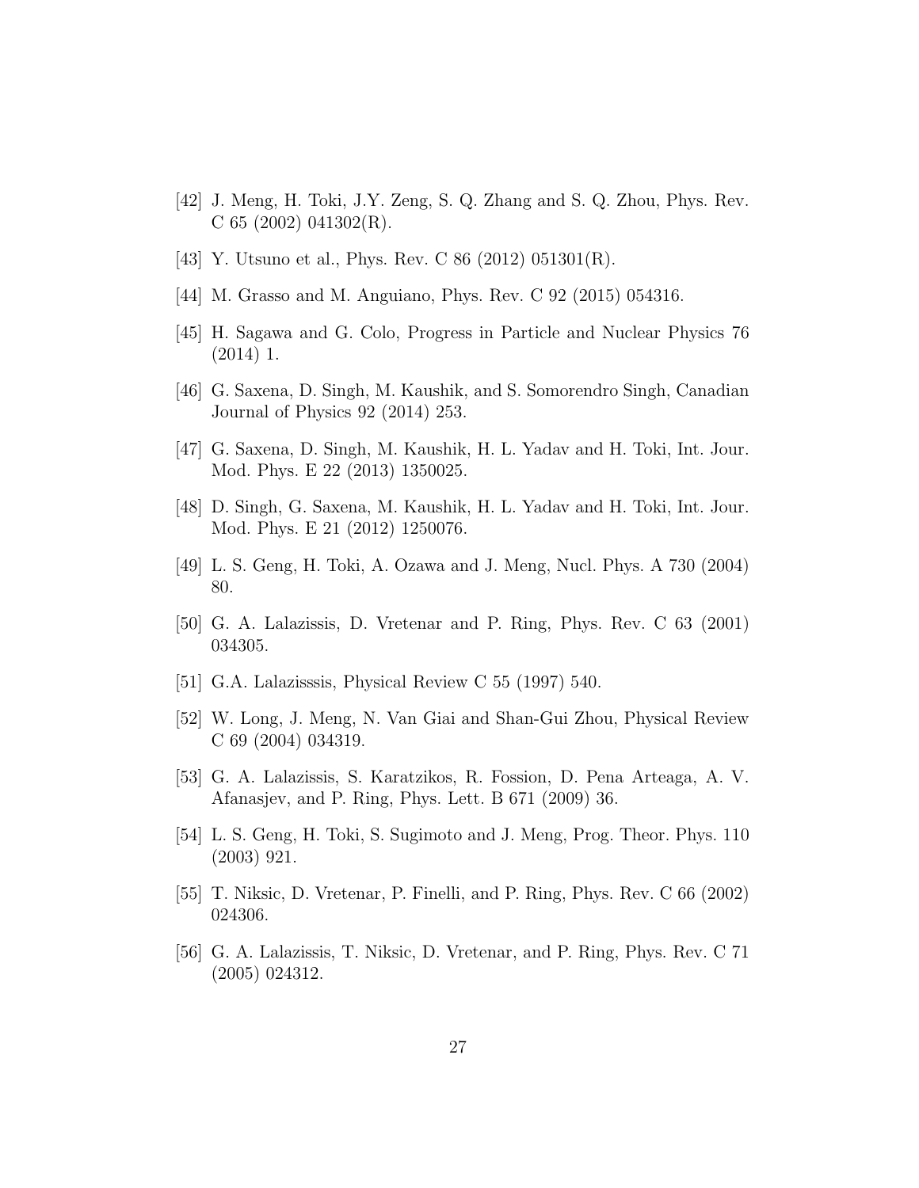[42] J. Meng, H. Toki, J.Y. Zeng, S. Q. Zhang and S. Q. Zhou, Phys. Rev. C 65 (2002) 041302(R).

[43] Y. Utsuno et al., Phys. Rev. C 86 (2012) 051301(R).

[44] M. Grasso and M. Anguiano, Phys. Rev. C 92 (2015) 054316.

[45] H. Sagawa and G. Colo, Progress in Particle and Nuclear Physics 76 (2014) 1.

[46] G. Saxena, D. Singh, M. Kaushik, and S. Somorendro Singh, Canadian Journal of Physics 92 (2014) 253.

[47] G. Saxena, D. Singh, M. Kaushik, H. L. Yadav and H. Toki, Int. Jour. Mod. Phys. E 22 (2013) 1350025.

[48] D. Singh, G. Saxena, M. Kaushik, H. L. Yadav and H. Toki, Int. Jour. Mod. Phys. E 21 (2012) 1250076.

[49] L. S. Geng, H. Toki, A. Ozawa and J. Meng, Nucl. Phys. A 730 (2004) 80.

[50] G. A. Lalazissis, D. Vretenar and P. Ring, Phys. Rev. C 63 (2001) 034305.

[51] G.A. Lalazisssis, Physical Review C 55 (1997) 540.

[52] W. Long, J. Meng, N. Van Giai and Shan-Gui Zhou, Physical Review C 69 (2004) 034319.

[53] G. A. Lalazissis, S. Karatzikos, R. Fossion, D. Pena Arteaga, A. V. Afanasjev, and P. Ring, Phys. Lett. B 671 (2009) 36.

[54] L. S. Geng, H. Toki, S. Sugimoto and J. Meng, Prog. Theor. Phys. 110 (2003) 921.

[55] T. Niksic, D. Vretenar, P. Finelli, and P. Ring, Phys. Rev. C 66 (2002) 024306.

[56] G. A. Lalazissis, T. Niksic, D. Vretenar, and P. Ring, Phys. Rev. C 71 (2005) 024312.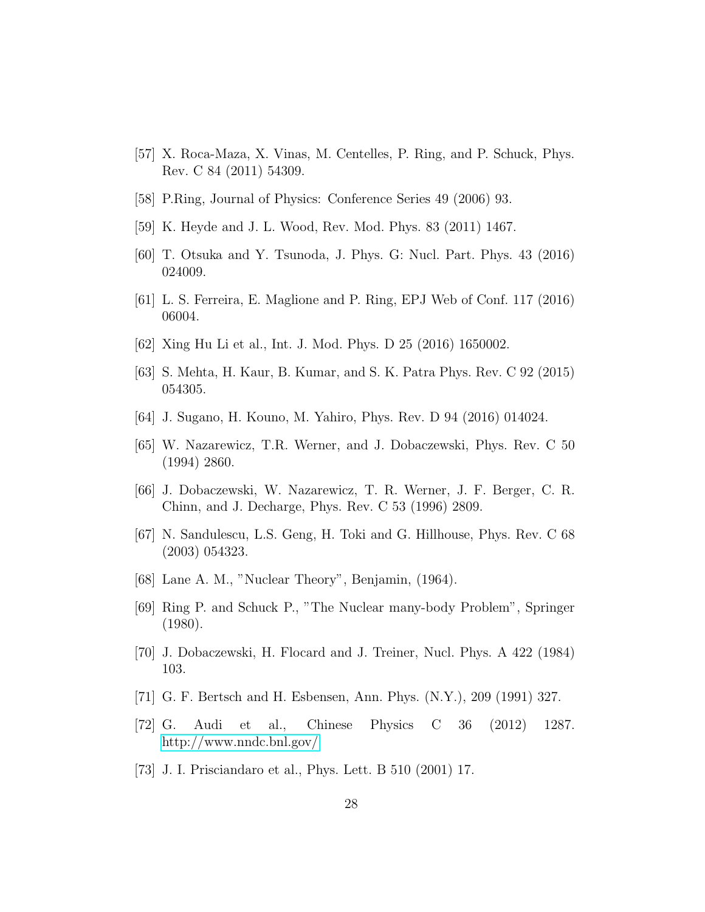[57] X. Roca-Maza, X. Vinas, M. Centelles, P. Ring, and P. Schuck, Phys. Rev. C 84 (2011) 54309.

[58] P.Ring, Journal of Physics: Conference Series 49 (2006) 93.

[59] K. Heyde and J. L. Wood, Rev. Mod. Phys. 83 (2011) 1467.

[60] T. Otsuka and Y. Tsunoda, J. Phys. G: Nucl. Part. Phys. 43 (2016) 024009.

[61] L. S. Ferreira, E. Maglione and P. Ring, EPJ Web of Conf. 117 (2016) 06004.

[62] Xing Hu Li et al., Int. J. Mod. Phys. D 25 (2016) 1650002.

[63] S. Mehta, H. Kaur, B. Kumar, and S. K. Patra Phys. Rev. C 92 (2015) 054305.

[64] J. Sugano, H. Kouno, M. Yahiro, Phys. Rev. D 94 (2016) 014024.

[65] W. Nazarewicz, T.R. Werner, and J. Dobaczewski, Phys. Rev. C 50 (1994) 2860.

[66] J. Dobaczewski, W. Nazarewicz, T. R. Werner, J. F. Berger, C. R. Chinn, and J. Decharge, Phys. Rev. C 53 (1996) 2809.

[67] N. Sandulescu, L.S. Geng, H. Toki and G. Hillhouse, Phys. Rev. C 68 (2003) 054323.

[68] Lane A. M., "Nuclear Theory", Benjamin, (1964).

[69] Ring P. and Schuck P., "The Nuclear many-body Problem", Springer (1980).

[70] J. Dobaczewski, H. Flocard and J. Treiner, Nucl. Phys. A 422 (1984) 103.

[71] G. F. Bertsch and H. Esbensen, Ann. Phys. (N.Y.), 209 (1991) 327.

[72] G. Audi et al., Chinese Physics C 36 (2012) 1287. http://www.nndc.bnl.gov/

[73] J. I. Prisciandaro et al., Phys. Lett. B 510 (2001) 17.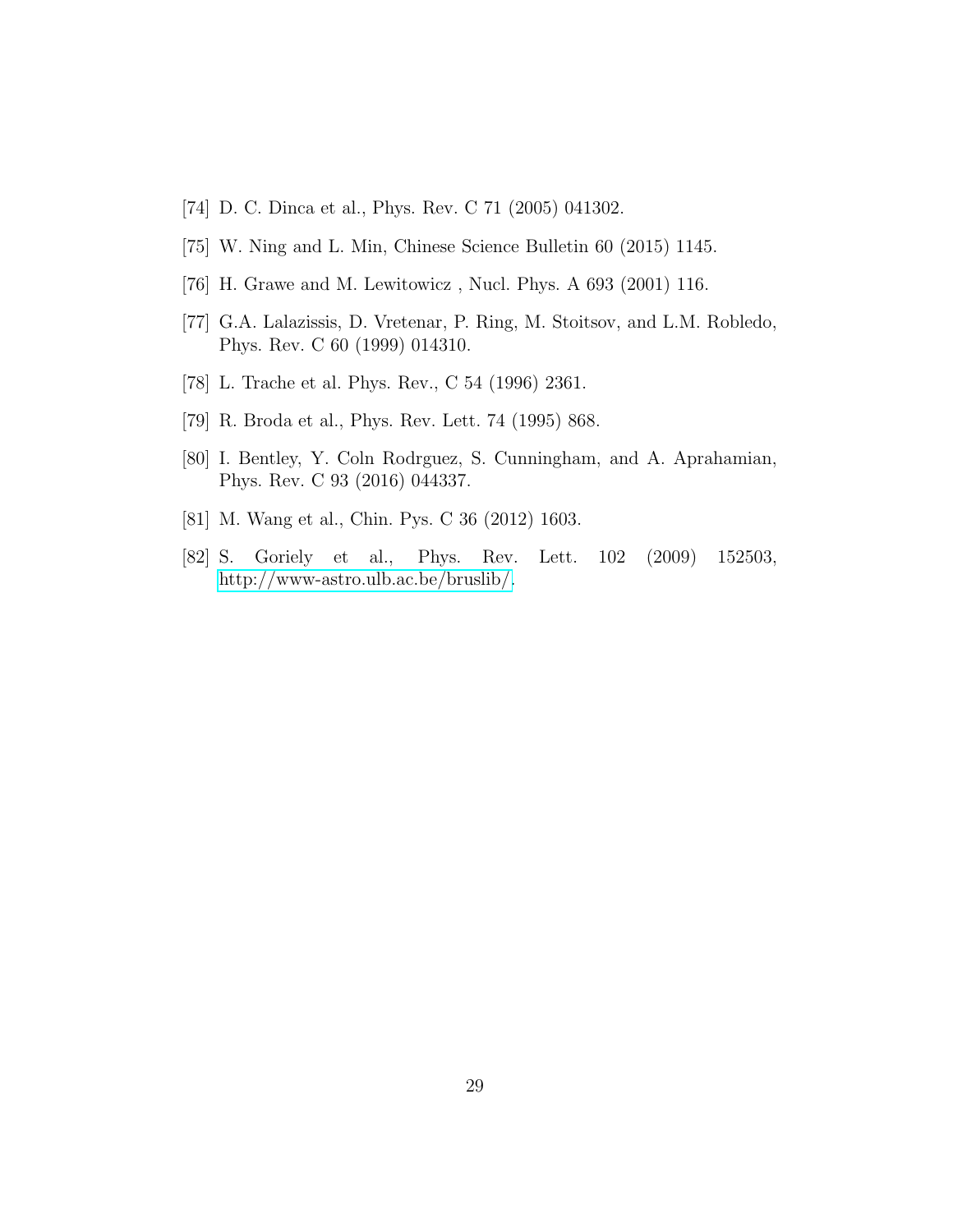[74] D. C. Dinca et al., Phys. Rev. C 71 (2005) 041302.

[75] W. Ning and L. Min, Chinese Science Bulletin 60 (2015) 1145.

[76] H. Grawe and M. Lewitowicz , Nucl. Phys. A 693 (2001) 116.

[77] G.A. Lalazissis, D. Vretenar, P. Ring, M. Stoitsov, and L.M. Robledo, Phys. Rev. C 60 (1999) 014310.

[78] L. Trache et al. Phys. Rev., C 54 (1996) 2361.

[79] R. Broda et al., Phys. Rev. Lett. 74 (1995) 868.

[80] I. Bentley, Y. Coln Rodrguez, S. Cunningham, and A. Aprahamian, Phys. Rev. C 93 (2016) 044337.

[81] M. Wang et al., Chin. Pys. C 36 (2012) 1603.

[82] S. Goriely et al., Phys. Rev. Lett. 102 (2009) 152503, http://www-astro.ulb.ac.be/bruslib/.